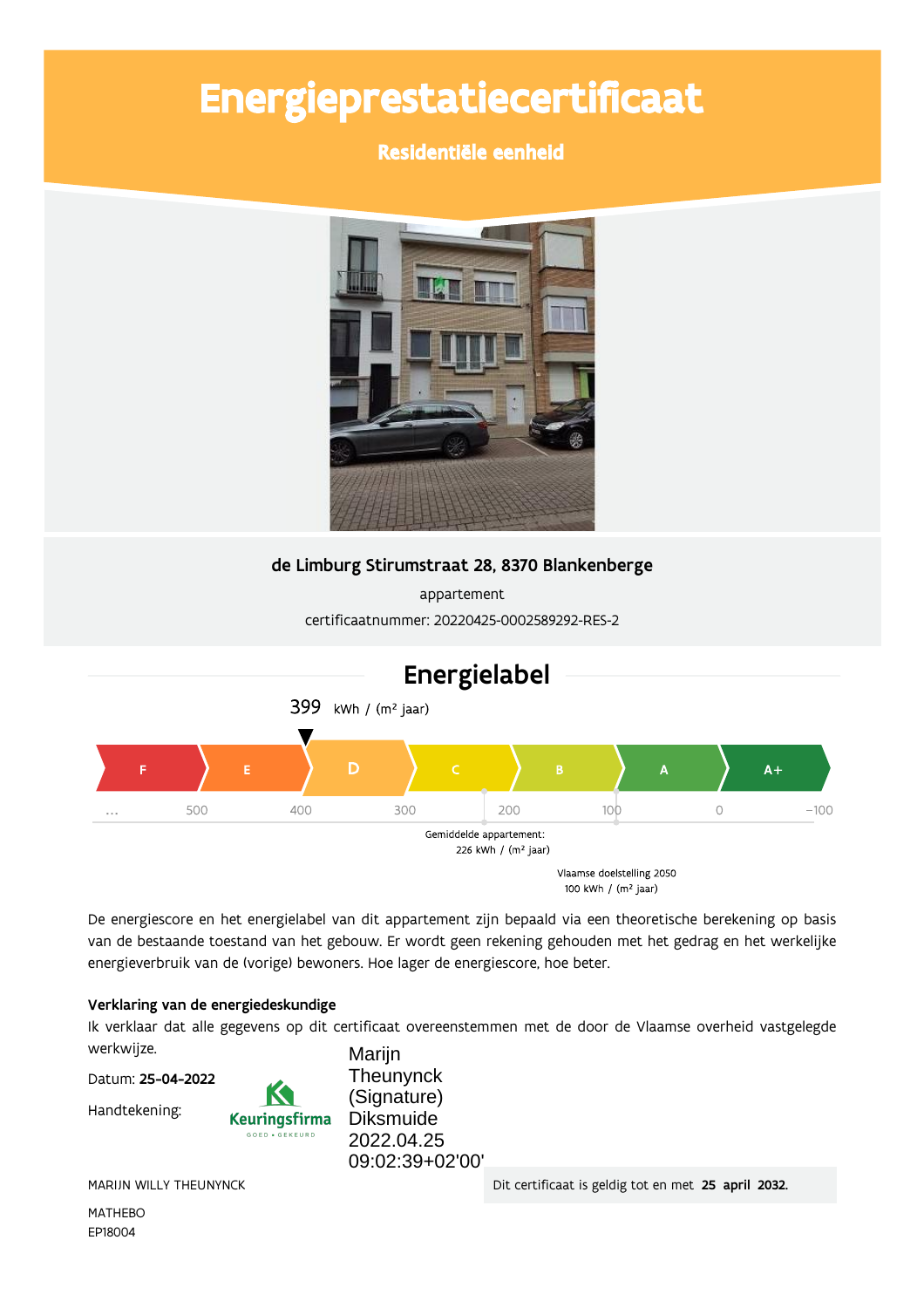# Energieprestatiecertificaat

## Residentiële eenheid

**de Limburg Stirumstraat 28, 8370 Blankenberge**

appartement

certificaatnummer: 20220425-0002589292-RES-2

## Energielabel

399 kWh / (m² jaar)

F | E | D | C | B | A | A+

... 500 400 300 200 100 0 −100

Gemiddelde appartement:
226 kWh / (m² jaar)

Vlaamse doelstelling 2050
100 kWh / (m² jaar)

De energiescore en het energielabel van dit appartement zijn bepaald via een theoretische berekening op basis van de bestaande toestand van het gebouw. Er wordt geen rekening gehouden met het gedrag en het werkelijke energieverbruik van de (vorige) bewoners. Hoe lager de energiescore, hoe beter.

**Verklaring van de energiedeskundige**

Ik verklaar dat alle gegevens op dit certificaat overeenstemmen met de door de Vlaamse overheid vastgelegde werkwijze.

Datum: **25-04-2022**

Handtekening:

Keuringsfirma
GOED • GEKEURD

Marijn Theunynck (Signature) Diksmuide 2022.04.25 09:02:39+02'00'

MARIJN WILLY THEUNYNCK

MATHEBO
EP18004

Dit certificaat is geldig tot en met **25 april 2032.**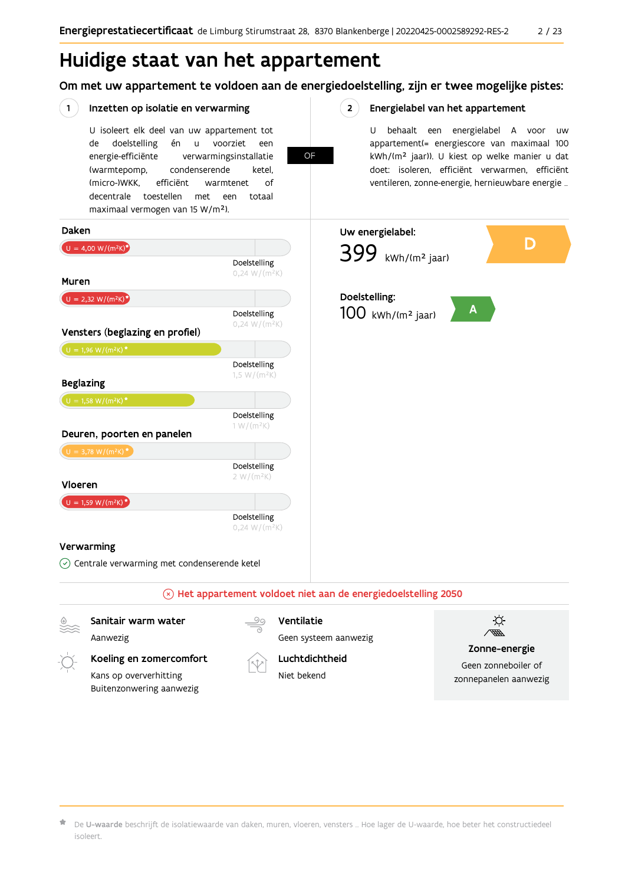# Huidige staat van het appartement

## Om met uw appartement te voldoen aan de energiedoelstelling, zijn er twee mogelijke pistes:

### 1 Inzetten op isolatie en verwarming

U isoleert elk deel van uw appartement tot de doelstelling én u voorziet een energie-efficiënte verwarmingsinstallatie (warmtepomp, condenserende ketel, (micro-)WKK, efficiënt warmtenet of decentrale toestellen met een totaal maximaal vermogen van 15 W/m²).

**OF**

### 2 Energielabel van het appartement

U behaalt een energielabel A voor uw appartement(= energiescore van maximaal 100 kWh/(m² jaar)). U kiest op welke manier u dat doet: isoleren, efficiënt verwarmen, efficiënt ventileren, zonne-energie, hernieuwbare energie ...

**Daken**

U = 4,00 W/(m²K)*

Doelstelling 0,24 W/(m²K)

**Muren**

U = 2,32 W/(m²K)*

Doelstelling 0,24 W/(m²K)

**Vensters (beglazing en profiel)**

U = 1,96 W/(m²K)*

Doelstelling 1,5 W/(m²K)

**Beglazing**

U = 1,58 W/(m²K)*

Doelstelling 1 W/(m²K)

**Deuren, poorten en panelen**

U = 3,78 W/(m²K)*

Doelstelling 2 W/(m²K)

**Vloeren**

U = 1,59 W/(m²K)*

Doelstelling 0,24 W/(m²K)

**Verwarming**

Centrale verwarming met condenserende ketel

**Uw energielabel:**

399 kWh/(m² jaar) — D

**Doelstelling:**

100 kWh/(m² jaar) — A

**Het appartement voldoet niet aan de energiedoelstelling 2050**

**Sanitair warm water**

Aanwezig

**Koeling en zomercomfort**

Kans op oververhitting
Buitenzonwering aanwezig

**Ventilatie**

Geen systeem aanwezig

**Luchtdichtheid**

Niet bekend

**Zonne-energie**

Geen zonneboiler of zonnepanelen aanwezig

\* De **U-waarde** beschrijft de isolatiewaarde van daken, muren, vloeren, vensters ... Hoe lager de U-waarde, hoe beter het constructiedeel isoleert.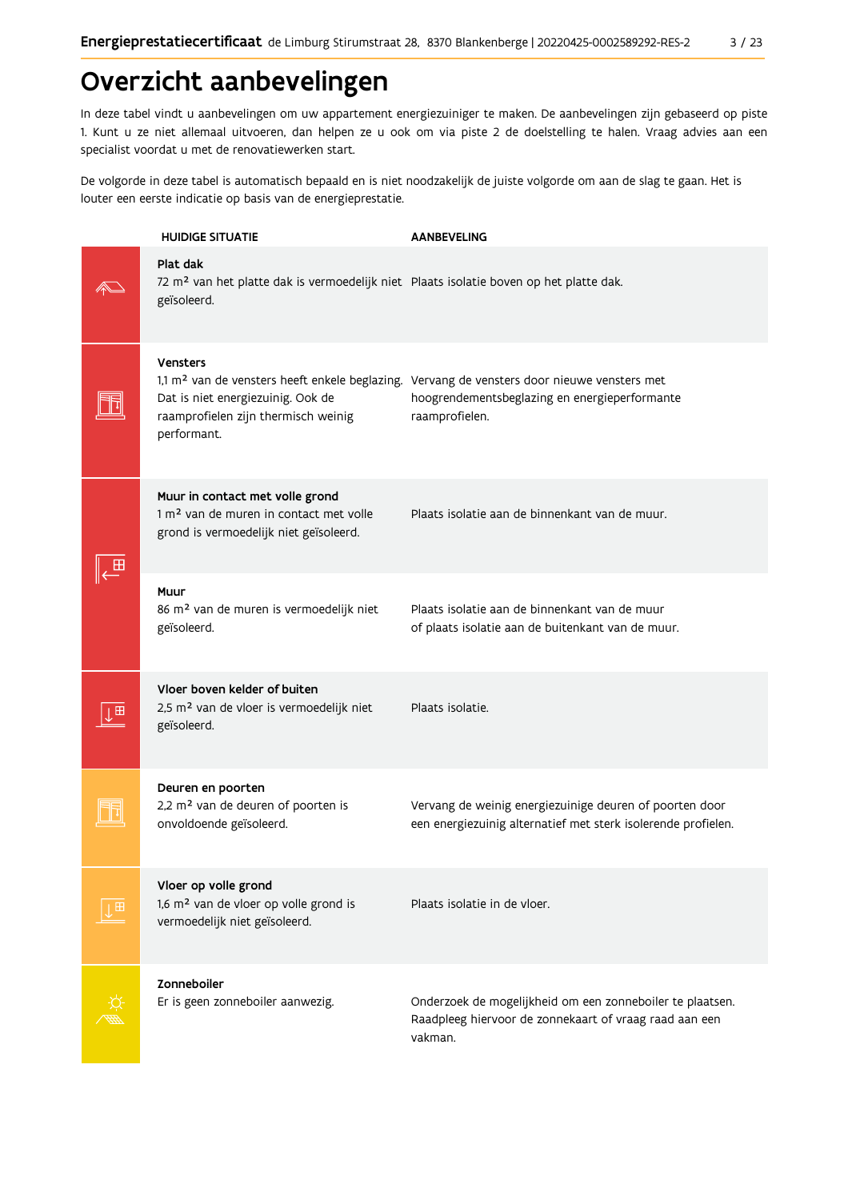# Overzicht aanbevelingen

In deze tabel vindt u aanbevelingen om uw appartement energiezuiniger te maken. De aanbevelingen zijn gebaseerd op piste 1. Kunt u ze niet allemaal uitvoeren, dan helpen ze u ook om via piste 2 de doelstelling te halen. Vraag advies aan een specialist voordat u met de renovatiewerken start.

De volgorde in deze tabel is automatisch bepaald en is niet noodzakelijk de juiste volgorde om aan de slag te gaan. Het is louter een eerste indicatie op basis van de energieprestatie.

| HUIDIGE SITUATIE | AANBEVELING |
|---|---|
| **Plat dak**<br>72 m² van het platte dak is vermoedelijk niet geïsoleerd. | Plaats isolatie boven op het platte dak. |
| **Vensters**<br>1,1 m² van de vensters heeft enkele beglazing. Dat is niet energiezuinig. Ook de raamprofielen zijn thermisch weinig performant. | Vervang de vensters door nieuwe vensters met hoogrendementsbeglazing en energieperformante raamprofielen. |
| **Muur in contact met volle grond**<br>1 m² van de muren in contact met volle grond is vermoedelijk niet geïsoleerd. | Plaats isolatie aan de binnenkant van de muur. |
| **Muur**<br>86 m² van de muren is vermoedelijk niet geïsoleerd. | Plaats isolatie aan de binnenkant van de muur of plaats isolatie aan de buitenkant van de muur. |
| **Vloer boven kelder of buiten**<br>2,5 m² van de vloer is vermoedelijk niet geïsoleerd. | Plaats isolatie. |
| **Deuren en poorten**<br>2,2 m² van de deuren of poorten is onvoldoende geïsoleerd. | Vervang de weinig energiezuinige deuren of poorten door een energiezuinig alternatief met sterk isolerende profielen. |
| **Vloer op volle grond**<br>1,6 m² van de vloer op volle grond is vermoedelijk niet geïsoleerd. | Plaats isolatie in de vloer. |
| **Zonneboiler**<br>Er is geen zonneboiler aanwezig. | Onderzoek de mogelijkheid om een zonneboiler te plaatsen. Raadpleeg hiervoor de zonnekaart of vraag raad aan een vakman. |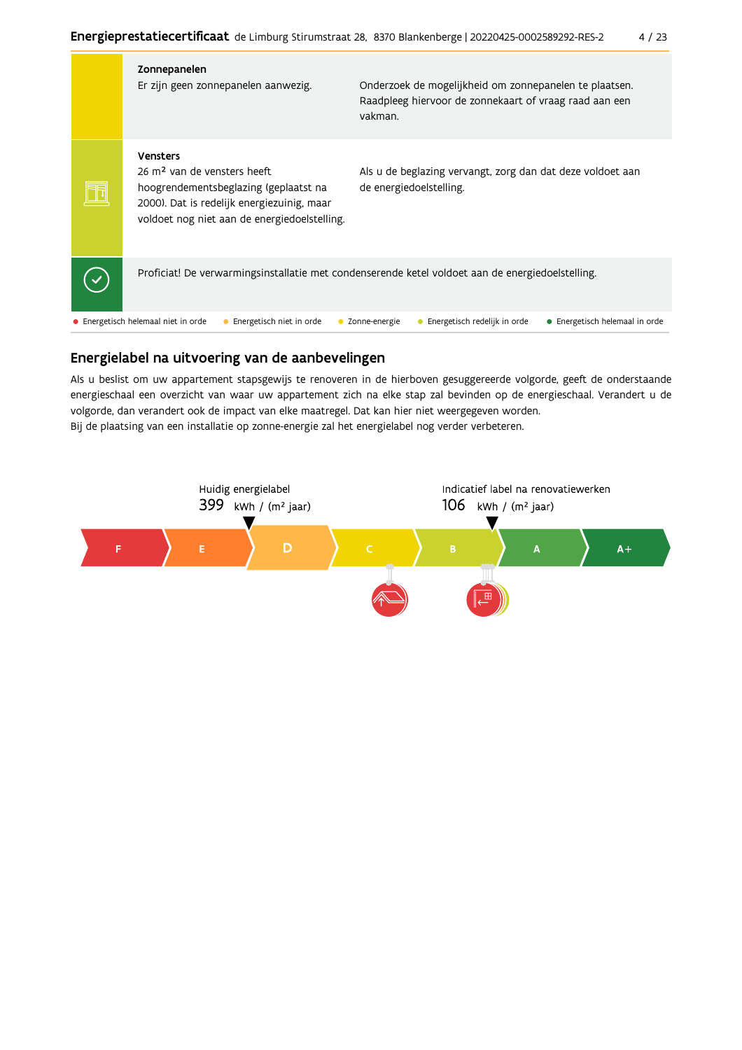| | | |
|---|---|---|
| | **Zonnepanelen**<br>Er zijn geen zonnepanelen aanwezig. | Onderzoek de mogelijkheid om zonnepanelen te plaatsen. Raadpleeg hiervoor de zonnekaart of vraag raad aan een vakman. |
| | **Vensters**<br>26 m² van de vensters heeft hoogrendementsbeglazing (geplaatst na 2000). Dat is redelijk energiezuinig, maar voldoet nog niet aan de energiedoelstelling. | Als u de beglazing vervangt, zorg dan dat deze voldoet aan de energiedoelstelling. |
| | Proficiat! De verwarmingsinstallatie met condenserende ketel voldoet aan de energiedoelstelling. | |

● Energetisch helemaal niet in orde ● Energetisch niet in orde ● Zonne-energie ● Energetisch redelijk in orde ● Energetisch helemaal in orde

## Energielabel na uitvoering van de aanbevelingen

Als u beslist om uw appartement stapsgewijs te renoveren in de hierboven gesuggereerde volgorde, geeft de onderstaande energieschaal een overzicht van waar uw appartement zich na elke stap zal bevinden op de energieschaal. Verandert u de volgorde, dan verandert ook de impact van elke maatregel. Dat kan hier niet weergegeven worden.
Bij de plaatsing van een installatie op zonne-energie zal het energielabel nog verder verbeteren.

Huidig energielabel
399 kWh / (m² jaar)

Indicatief label na renovatiewerken
106 kWh / (m² jaar)

F | E | D | C | B | A | A+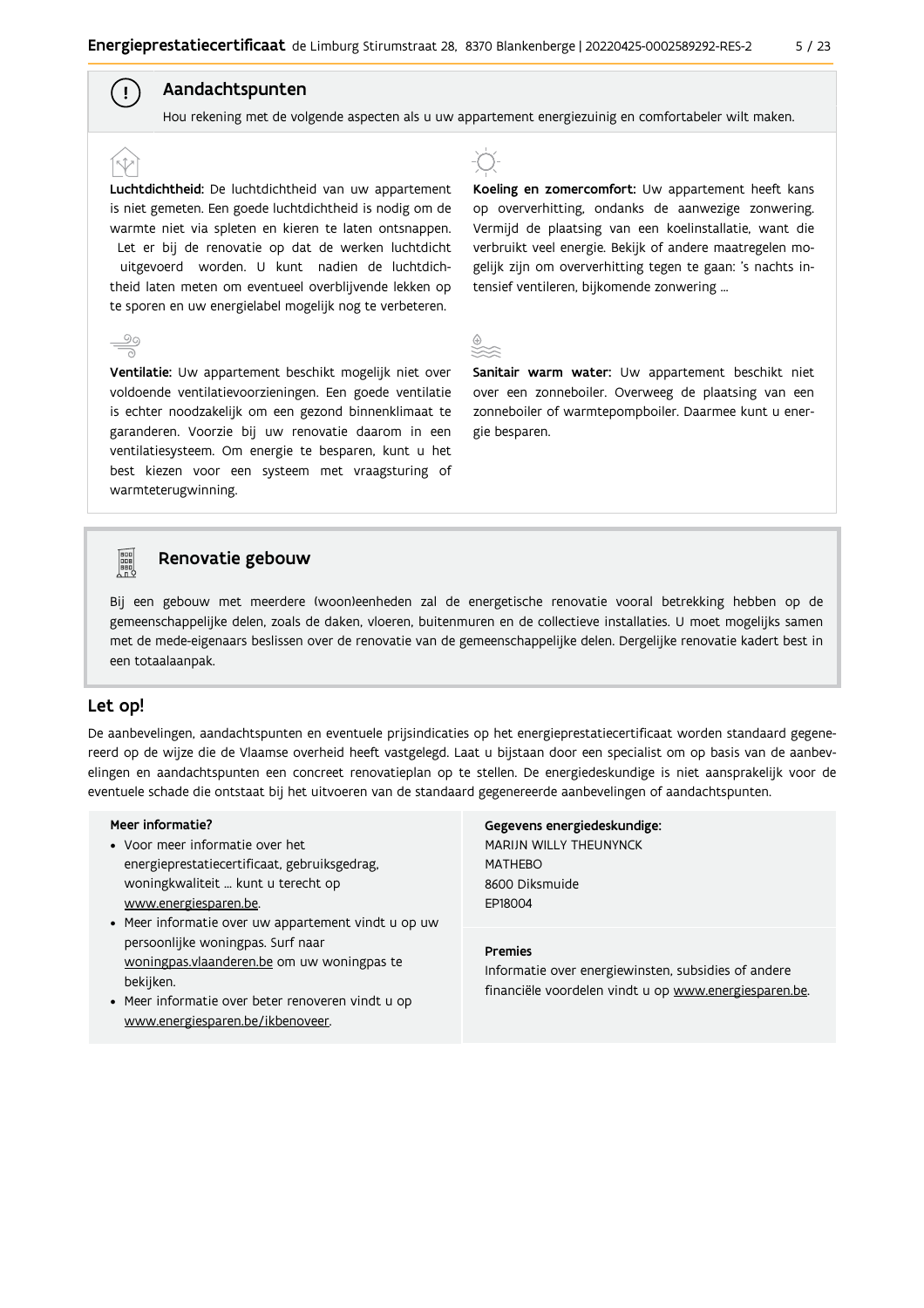## Aandachtspunten

Hou rekening met de volgende aspecten als u uw appartement energiezuinig en comfortabeler wilt maken.

**Luchtdichtheid:** De luchtdichtheid van uw appartement is niet gemeten. Een goede luchtdichtheid is nodig om de warmte niet via spleten en kieren te laten ontsnappen. Let er bij de renovatie op dat de werken luchtdicht uitgevoerd worden. U kunt nadien de luchtdichtheid laten meten om eventueel overblijvende lekken op te sporen en uw energielabel mogelijk nog te verbeteren.

**Ventilatie:** Uw appartement beschikt mogelijk niet over voldoende ventilatievoorzieningen. Een goede ventilatie is echter noodzakelijk om een gezond binnenklimaat te garanderen. Voorzie bij uw renovatie daarom in een ventilatiesysteem. Om energie te besparen, kunt u het best kiezen voor een systeem met vraagsturing of warmteterugwinning.

**Koeling en zomercomfort:** Uw appartement heeft kans op oververhitting, ondanks de aanwezige zonwering. Vermijd de plaatsing van een koelinstallatie, want die verbruikt veel energie. Bekijk of andere maatregelen mogelijk zijn om oververhitting tegen te gaan: 's nachts intensief ventileren, bijkomende zonwering ...

**Sanitair warm water:** Uw appartement beschikt niet over een zonneboiler. Overweeg de plaatsing van een zonneboiler of warmtepompboiler. Daarmee kunt u energie besparen.

## Renovatie gebouw

Bij een gebouw met meerdere (woon)eenheden zal de energetische renovatie vooral betrekking hebben op de gemeenschappelijke delen, zoals de daken, vloeren, buitenmuren en de collectieve installaties. U moet mogelijks samen met de mede-eigenaars beslissen over de renovatie van de gemeenschappelijke delen. Dergelijke renovatie kadert best in een totaalaanpak.

## Let op!

De aanbevelingen, aandachtspunten en eventuele prijsindicaties op het energieprestatiecertificaat worden standaard gegenereerd op de wijze die de Vlaamse overheid heeft vastgelegd. Laat u bijstaan door een specialist om op basis van de aanbevelingen en aandachtspunten een concreet renovatieplan op te stellen. De energiedeskundige is niet aansprakelijk voor de eventuele schade die ontstaat bij het uitvoeren van de standaard gegenereerde aanbevelingen of aandachtspunten.

**Meer informatie?**

- Voor meer informatie over het energieprestatiecertificaat, gebruiksgedrag, woningkwaliteit ... kunt u terecht op www.energiesparen.be.
- Meer informatie over uw appartement vindt u op uw persoonlijke woningpas. Surf naar woningpas.vlaanderen.be om uw woningpas te bekijken.
- Meer informatie over beter renoveren vindt u op www.energiesparen.be/ikbenoveer.

**Gegevens energiedeskundige:**

MARIJN WILLY THEUNYNCK
MATHEBO
8600 Diksmuide
EP18004

**Premies**

Informatie over energiewinsten, subsidies of andere financiële voordelen vindt u op www.energiesparen.be.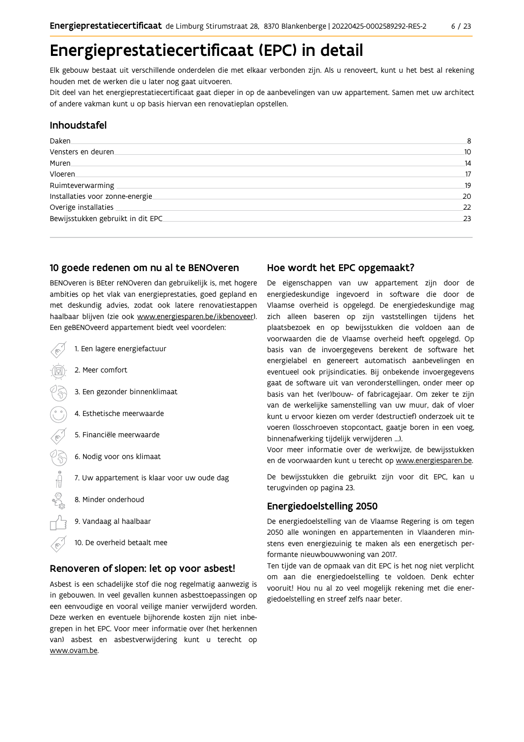# Energieprestatiecertificaat (EPC) in detail

Elk gebouw bestaat uit verschillende onderdelen die met elkaar verbonden zijn. Als u renoveert, kunt u het best al rekening houden met de werken die u later nog gaat uitvoeren.

Dit deel van het energieprestatiecertificaat gaat dieper in op de aanbevelingen van uw appartement. Samen met uw architect of andere vakman kunt u op basis hiervan een renovatieplan opstellen.

## Inhoudstafel

| | |
|---|---|
| Daken | 8 |
| Vensters en deuren | 10 |
| Muren | 14 |
| Vloeren | 17 |
| Ruimteverwarming | 19 |
| Installaties voor zonne-energie | 20 |
| Overige installaties | 22 |
| Bewijsstukken gebruikt in dit EPC | 23 |

## 10 goede redenen om nu al te BENOveren

BENOveren is BEter reNOveren dan gebruikelijk is, met hogere ambities op het vlak van energieprestaties, goed gepland en met deskundig advies, zodat ook latere renovatiestappen haalbaar blijven (zie ook www.energiesparen.be/ikbenoveer). Een geBENOveerd appartement biedt veel voordelen:

1. Een lagere energiefactuur
2. Meer comfort
3. Een gezonder binnenklimaat
4. Esthetische meerwaarde
5. Financiële meerwaarde
6. Nodig voor ons klimaat
7. Uw appartement is klaar voor uw oude dag
8. Minder onderhoud
9. Vandaag al haalbaar
10. De overheid betaalt mee

## Renoveren of slopen: let op voor asbest!

Asbest is een schadelijke stof die nog regelmatig aanwezig is in gebouwen. In veel gevallen kunnen asbesttoepassingen op een eenvoudige en vooral veilige manier verwijderd worden. Deze werken en eventuele bijhorende kosten zijn niet inbegrepen in het EPC. Voor meer informatie over (het herkennen van) asbest en asbestverwijdering kunt u terecht op www.ovam.be.

## Hoe wordt het EPC opgemaakt?

De eigenschappen van uw appartement zijn door de energiedeskundige ingevoerd in software die door de Vlaamse overheid is opgelegd. De energiedeskundige mag zich alleen baseren op zijn vaststellingen tijdens het plaatsbezoek en op bewijsstukken die voldoen aan de voorwaarden die de Vlaamse overheid heeft opgelegd. Op basis van de invoergegevens berekent de software het energielabel en genereert automatisch aanbevelingen en eventueel ook prijsindicaties. Bij onbekende invoergegevens gaat de software uit van veronderstellingen, onder meer op basis van het (ver)bouw- of fabricagejaar. Om zeker te zijn van de werkelijke samenstelling van uw muur, dak of vloer kunt u ervoor kiezen om verder (destructief) onderzoek uit te voeren (losschroeven stopcontact, gaatje boren in een voeg, binnenafwerking tijdelijk verwijderen ...).

Voor meer informatie over de werkwijze, de bewijsstukken en de voorwaarden kunt u terecht op www.energiesparen.be.

De bewijsstukken die gebruikt zijn voor dit EPC, kan u terugvinden op pagina 23.

## Energiedoelstelling 2050

De energiedoelstelling van de Vlaamse Regering is om tegen 2050 alle woningen en appartementen in Vlaanderen minstens even energiezuinig te maken als een energetisch performante nieuwbouwwoning van 2017.

Ten tijde van de opmaak van dit EPC is het nog niet verplicht om aan die energiedoelstelling te voldoen. Denk echter vooruit! Hou nu al zo veel mogelijk rekening met die energiedoelstelling en streef zelfs naar beter.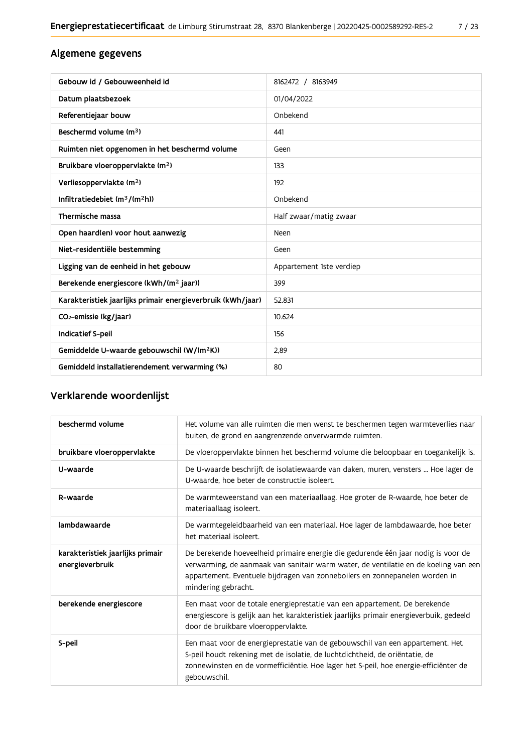## Algemene gegevens

| | |
|---|---|
| Gebouw id / Gebouweenheid id | 8162472 / 8163949 |
| Datum plaatsbezoek | 01/04/2022 |
| Referentiejaar bouw | Onbekend |
| Beschermd volume ($m^3$) | 441 |
| Ruimten niet opgenomen in het beschermd volume | Geen |
| Bruikbare vloeroppervlakte ($m^2$) | 133 |
| Verliesoppervlakte ($m^2$) | 192 |
| Infiltratiedebiet ($m^3/(m^2h)$) | Onbekend |
| Thermische massa | Half zwaar/matig zwaar |
| Open haard(en) voor hout aanwezig | Neen |
| Niet-residentiële bestemming | Geen |
| Ligging van de eenheid in het gebouw | Appartement 1ste verdiep |
| Berekende energiescore (kWh/($m^2$ jaar)) | 399 |
| Karakteristiek jaarlijks primair energieverbruik (kWh/jaar) | 52.831 |
| $CO_2$-emissie (kg/jaar) | 10.624 |
| Indicatief S-peil | 156 |
| Gemiddelde U-waarde gebouwschil (W/($m^2$K)) | 2,89 |
| Gemiddeld installatierendement verwarming (%) | 80 |

## Verklarende woordenlijst

| | |
|---|---|
| beschermd volume | Het volume van alle ruimten die men wenst te beschermen tegen warmteverlies naar buiten, de grond en aangrenzende onverwarmde ruimten. |
| bruikbare vloeroppervlakte | De vloeroppervlakte binnen het beschermd volume die beloopbaar en toegankelijk is. |
| U-waarde | De U-waarde beschrijft de isolatiewaarde van daken, muren, vensters ... Hoe lager de U-waarde, hoe beter de constructie isoleert. |
| R-waarde | De warmteweerstand van een materiaallaag. Hoe groter de R-waarde, hoe beter de materiaallaag isoleert. |
| lambdawaarde | De warmtegeleidbaarheid van een materiaal. Hoe lager de lambdawaarde, hoe beter het materiaal isoleert. |
| karakteristiek jaarlijks primair energieverbruik | De berekende hoeveelheid primaire energie die gedurende één jaar nodig is voor de verwarming, de aanmaak van sanitair warm water, de ventilatie en de koeling van een appartement. Eventuele bijdragen van zonneboilers en zonnepanelen worden in mindering gebracht. |
| berekende energiescore | Een maat voor de totale energieprestatie van een appartement. De berekende energiescore is gelijk aan het karakteristiek jaarlijks primair energieverbuik, gedeeld door de bruikbare vloeroppervlakte. |
| S-peil | Een maat voor de energieprestatie van de gebouwschil van een appartement. Het S-peil houdt rekening met de isolatie, de luchtdichtheid, de oriëntatie, de zonnewinsten en de vormefficiëntie. Hoe lager het S-peil, hoe energie-efficiënter de gebouwschil. |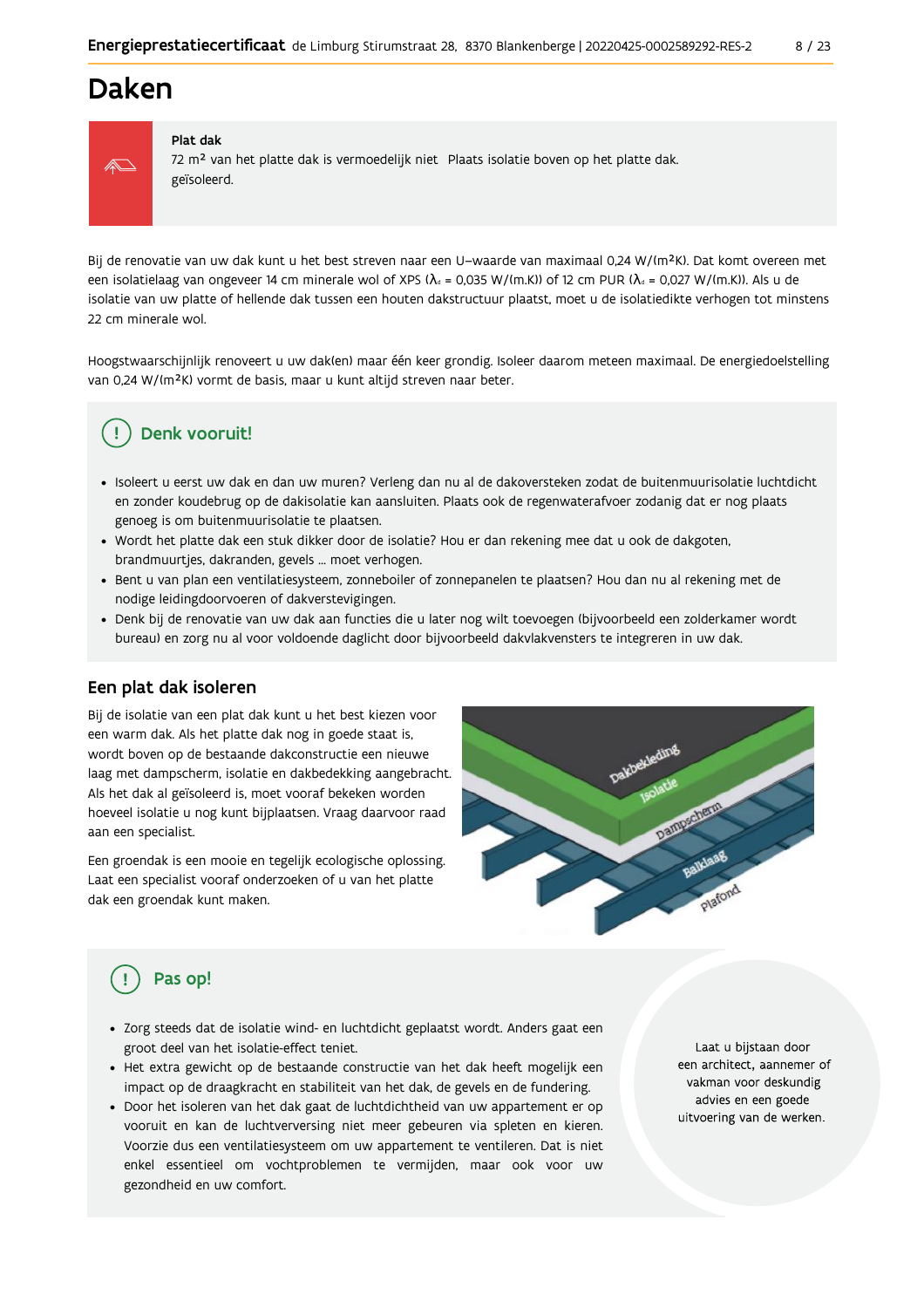# Daken

**Plat dak**

72 m² van het platte dak is vermoedelijk niet geïsoleerd.

Plaats isolatie boven op het platte dak.

Bij de renovatie van uw dak kunt u het best streven naar een U-waarde van maximaal 0,24 W/(m²K). Dat komt overeen met een isolatielaag van ongeveer 14 cm minerale wol of XPS ($\lambda_d$ = 0,035 W/(m.K)) of 12 cm PUR ($\lambda_d$ = 0,027 W/(m.K)). Als u de isolatie van uw platte of hellende dak tussen een houten dakstructuur plaatst, moet u de isolatiedikte verhogen tot minstens 22 cm minerale wol.

Hoogstwaarschijnlijk renoveert u uw dak(en) maar één keer grondig. Isoleer daarom meteen maximaal. De energiedoelstelling van 0,24 W/(m²K) vormt de basis, maar u kunt altijd streven naar beter.

## Denk vooruit!

- Isoleert u eerst uw dak en dan uw muren? Verleng dan nu al de dakoversteken zodat de buitenmuurisolatie luchtdicht en zonder koudebrug op de dakisolatie kan aansluiten. Plaats ook de regenwaterafvoer zodanig dat er nog plaats genoeg is om buitenmuurisolatie te plaatsen.
- Wordt het platte dak een stuk dikker door de isolatie? Hou er dan rekening mee dat u ook de dakgoten, brandmuurtjes, dakranden, gevels ... moet verhogen.
- Bent u van plan een ventilatiesysteem, zonneboiler of zonnepanelen te plaatsen? Hou dan nu al rekening met de nodige leidingdoorvoeren of dakverstevigingen.
- Denk bij de renovatie van uw dak aan functies die u later nog wilt toevoegen (bijvoorbeeld een zolderkamer wordt bureau) en zorg nu al voor voldoende daglicht door bijvoorbeeld dakvlakvensters te integreren in uw dak.

## Een plat dak isoleren

Bij de isolatie van een plat dak kunt u het best kiezen voor een warm dak. Als het platte dak nog in goede staat is, wordt boven op de bestaande dakconstructie een nieuwe laag met dampscherm, isolatie en dakbedekking aangebracht. Als het dak al geïsoleerd is, moet vooraf bekeken worden hoeveel isolatie u nog kunt bijplaatsen. Vraag daarvoor raad aan een specialist.

Een groendak is een mooie en tegelijk ecologische oplossing. Laat een specialist vooraf onderzoeken of u van het platte dak een groendak kunt maken.

Dakbekleding
Isolatie
Dampscherm
Balklaag
Plafond

## Pas op!

- Zorg steeds dat de isolatie wind- en luchtdicht geplaatst wordt. Anders gaat een groot deel van het isolatie-effect teniet.
- Het extra gewicht op de bestaande constructie van het dak heeft mogelijk een impact op de draagkracht en stabiliteit van het dak, de gevels en de fundering.
- Door het isoleren van het dak gaat de luchtdichtheid van uw appartement er op vooruit en kan de luchtverversing niet meer gebeuren via spleten en kieren. Voorzie dus een ventilatiesysteem om uw appartement te ventileren. Dat is niet enkel essentieel om vochtproblemen te vermijden, maar ook voor uw gezondheid en uw comfort.

Laat u bijstaan door een architect, aannemer of vakman voor deskundig advies en een goede uitvoering van de werken.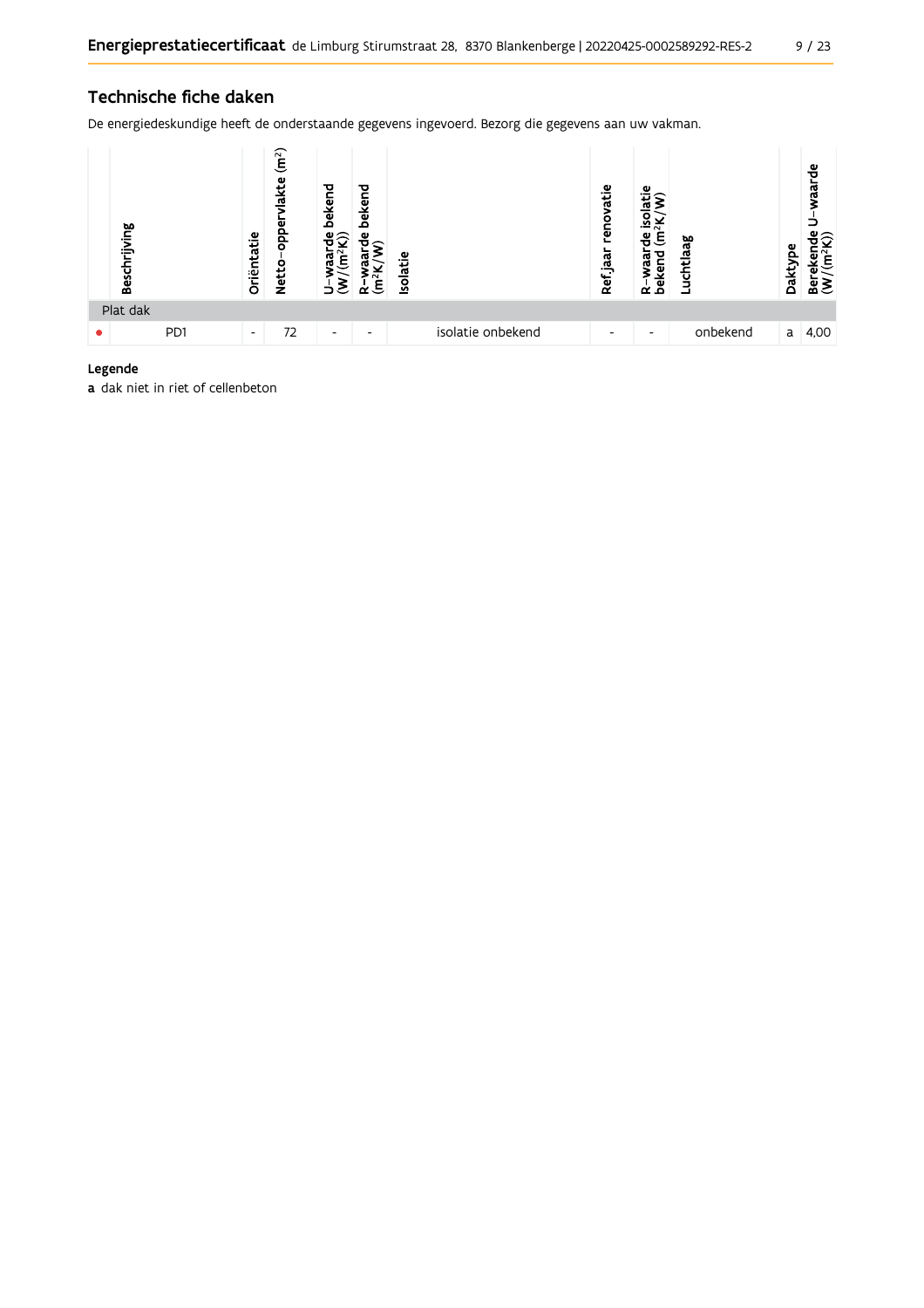## Technische fiche daken

De energiedeskundige heeft de onderstaande gegevens ingevoerd. Bezorg die gegevens aan uw vakman.

| | Beschrijving | Oriëntatie | Netto-oppervlakte (m²) | U-waarde bekend (W/(m²K)) | R-waarde bekend (m²K/W) | Isolatie | Ref.jaar renovatie | R-waarde isolatie bekend (m²K/W) | Luchtlaag | Daktype | Berekende U-waarde (W/(m²K)) |
|---|---|---|---|---|---|---|---|---|---|---|---|
| | Plat dak | | | | | | | | | | |
| ● | PD1 | - | 72 | - | - | isolatie onbekend | - | - | onbekend | a | 4,00 |

**Legende**

**a** dak niet in riet of cellenbeton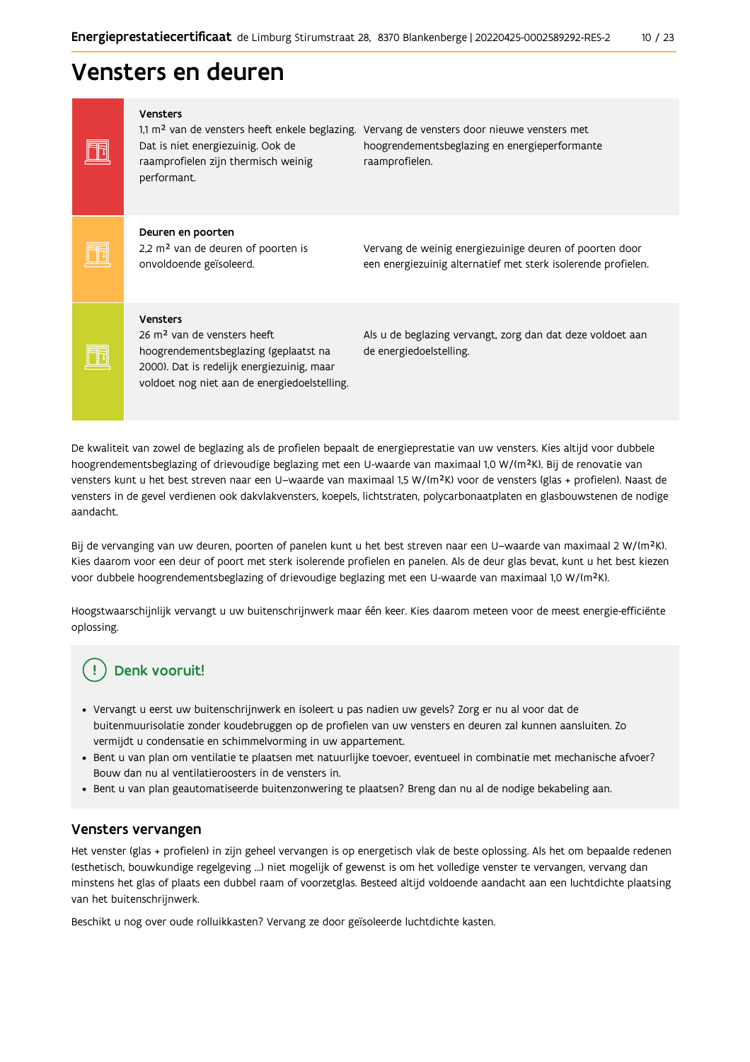# Vensters en deuren

| | | |
|---|---|---|
| | **Vensters**<br>1,1 m² van de vensters heeft enkele beglazing. Dat is niet energiezuinig. Ook de raamprofielen zijn thermisch weinig performant. | Vervang de vensters door nieuwe vensters met hoogrendementsbeglazing en energieperformante raamprofielen. |
| | **Deuren en poorten**<br>2,2 m² van de deuren of poorten is onvoldoende geïsoleerd. | Vervang de weinig energiezuinige deuren of poorten door een energiezuinig alternatief met sterk isolerende profielen. |
| | **Vensters**<br>26 m² van de vensters heeft hoogrendementsbeglazing (geplaatst na 2000). Dat is redelijk energiezuinig, maar voldoet nog niet aan de energiedoelstelling. | Als u de beglazing vervangt, zorg dan dat deze voldoet aan de energiedoelstelling. |

De kwaliteit van zowel de beglazing als de profielen bepaalt de energieprestatie van uw vensters. Kies altijd voor dubbele hoogrendementsbeglazing of drievoudige beglazing met een U-waarde van maximaal 1,0 W/(m²K). Bij de renovatie van vensters kunt u het best streven naar een U–waarde van maximaal 1,5 W/(m²K) voor de vensters (glas + profielen). Naast de vensters in de gevel verdienen ook dakvlakvensters, koepels, lichtstraten, polycarbonaatplaten en glasbouwstenen de nodige aandacht.

Bij de vervanging van uw deuren, poorten of panelen kunt u het best streven naar een U–waarde van maximaal 2 W/(m²K). Kies daarom voor een deur of poort met sterk isolerende profielen en panelen. Als de deur glas bevat, kunt u het best kiezen voor dubbele hoogrendementsbeglazing of drievoudige beglazing met een U-waarde van maximaal 1,0 W/(m²K).

Hoogstwaarschijnlijk vervangt u uw buitenschrijnwerk maar één keer. Kies daarom meteen voor de meest energie-efficiënte oplossing.

## Denk vooruit!

- Vervangt u eerst uw buitenschrijnwerk en isoleert u pas nadien uw gevels? Zorg er nu al voor dat de buitenmuurisolatie zonder koudebruggen op de profielen van uw vensters en deuren zal kunnen aansluiten. Zo vermijdt u condensatie en schimmelvorming in uw appartement.
- Bent u van plan om ventilatie te plaatsen met natuurlijke toevoer, eventueel in combinatie met mechanische afvoer? Bouw dan nu al ventilatieroosters in de vensters in.
- Bent u van plan geautomatiseerde buitenzonwering te plaatsen? Breng dan nu al de nodige bekabeling aan.

## Vensters vervangen

Het venster (glas + profielen) in zijn geheel vervangen is op energetisch vlak de beste oplossing. Als het om bepaalde redenen (esthetisch, bouwkundige regelgeving ...) niet mogelijk of gewenst is om het volledige venster te vervangen, vervang dan minstens het glas of plaats een dubbel raam of voorzetglas. Besteed altijd voldoende aandacht aan een luchtdichte plaatsing van het buitenschrijnwerk.

Beschikt u nog over oude rolluikkasten? Vervang ze door geïsoleerde luchtdichte kasten.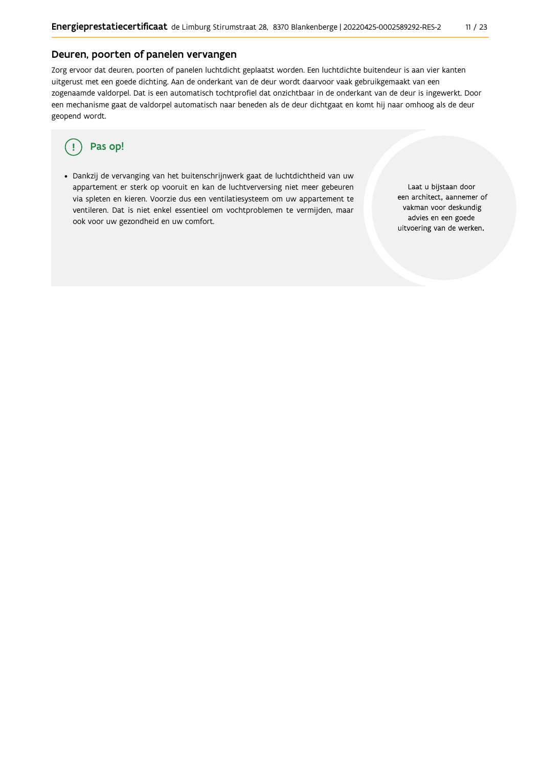## Deuren, poorten of panelen vervangen

Zorg ervoor dat deuren, poorten of panelen luchtdicht geplaatst worden. Een luchtdichte buitendeur is aan vier kanten uitgerust met een goede dichting. Aan de onderkant van de deur wordt daarvoor vaak gebruikgemaakt van een zogenaamde valdorpel. Dat is een automatisch tochtprofiel dat onzichtbaar in de onderkant van de deur is ingewerkt. Door een mechanisme gaat de valdorpel automatisch naar beneden als de deur dichtgaat en komt hij naar omhoog als de deur geopend wordt.

### Pas op!

- Dankzij de vervanging van het buitenschrijnwerk gaat de luchtdichtheid van uw appartement er sterk op vooruit en kan de luchtverversing niet meer gebeuren via spleten en kieren. Voorzie dus een ventilatiesysteem om uw appartement te ventileren. Dat is niet enkel essentieel om vochtproblemen te vermijden, maar ook voor uw gezondheid en uw comfort.

Laat u bijstaan door een architect, aannemer of vakman voor deskundig advies en een goede uitvoering van de werken.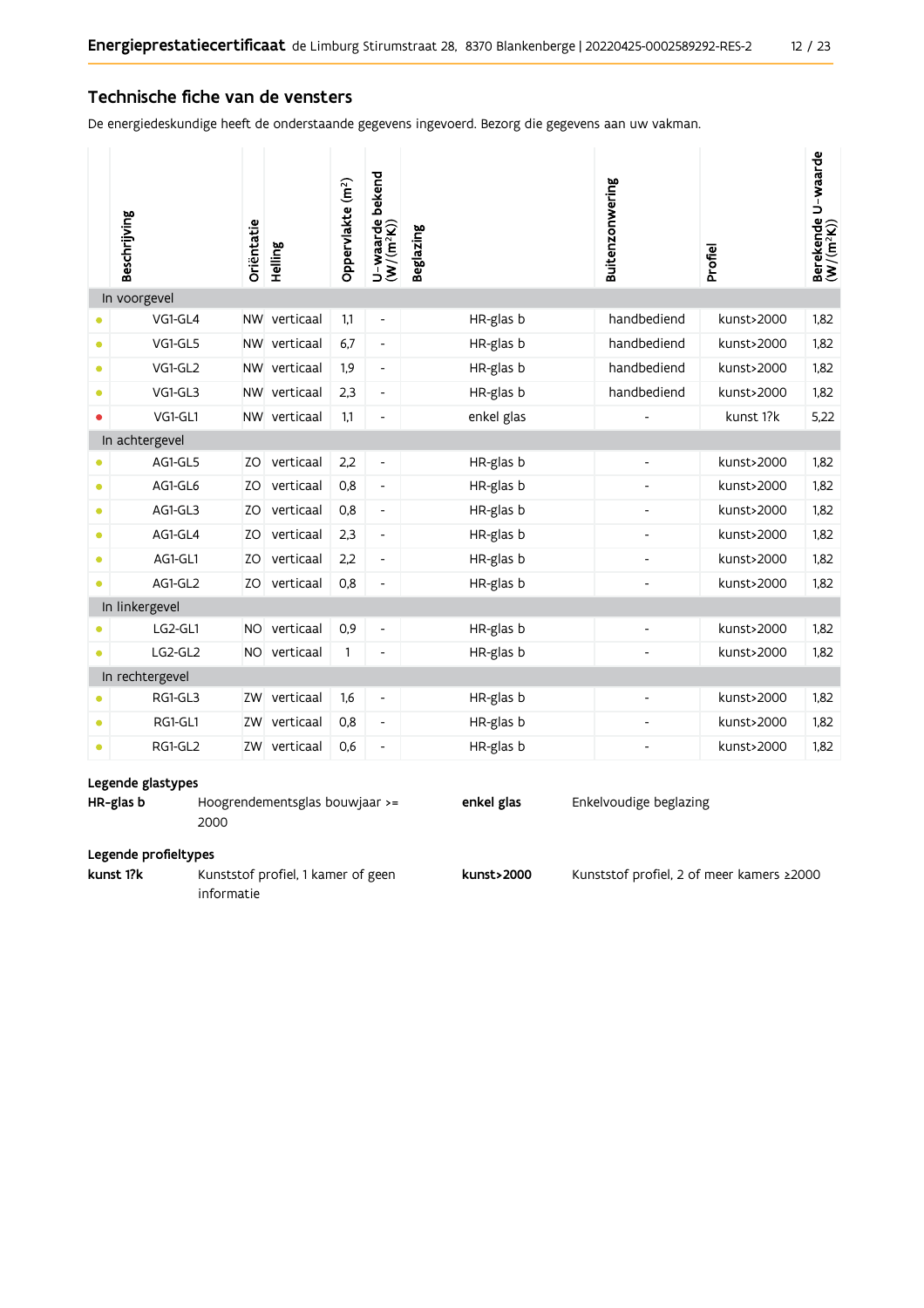## Technische fiche van de vensters

De energiedeskundige heeft de onderstaande gegevens ingevoerd. Bezorg die gegevens aan uw vakman.

| | Beschrijving | Oriëntatie | Helling | Oppervlakte (m²) | U-waarde bekend (W/(m²K)) | Beglazing | Buitenzonwering | Profiel | Berekende U-waarde (W/(m²K)) |
|---|---|---|---|---|---|---|---|---|---|
| **In voorgevel** | | | | | | | | | |
| • | VG1-GL4 | NW | verticaal | 1,1 | - | HR-glas b | handbediend | kunst>2000 | 1,82 |
| • | VG1-GL5 | NW | verticaal | 6,7 | - | HR-glas b | handbediend | kunst>2000 | 1,82 |
| • | VG1-GL2 | NW | verticaal | 1,9 | - | HR-glas b | handbediend | kunst>2000 | 1,82 |
| • | VG1-GL3 | NW | verticaal | 2,3 | - | HR-glas b | handbediend | kunst>2000 | 1,82 |
| • | VG1-GL1 | NW | verticaal | 1,1 | - | enkel glas | - | kunst 1?k | 5,22 |
| **In achtergevel** | | | | | | | | | |
| • | AG1-GL5 | ZO | verticaal | 2,2 | - | HR-glas b | - | kunst>2000 | 1,82 |
| • | AG1-GL6 | ZO | verticaal | 0,8 | - | HR-glas b | - | kunst>2000 | 1,82 |
| • | AG1-GL3 | ZO | verticaal | 0,8 | - | HR-glas b | - | kunst>2000 | 1,82 |
| • | AG1-GL4 | ZO | verticaal | 2,3 | - | HR-glas b | - | kunst>2000 | 1,82 |
| • | AG1-GL1 | ZO | verticaal | 2,2 | - | HR-glas b | - | kunst>2000 | 1,82 |
| • | AG1-GL2 | ZO | verticaal | 0,8 | - | HR-glas b | - | kunst>2000 | 1,82 |
| **In linkergevel** | | | | | | | | | |
| • | LG2-GL1 | NO | verticaal | 0,9 | - | HR-glas b | - | kunst>2000 | 1,82 |
| • | LG2-GL2 | NO | verticaal | 1 | - | HR-glas b | - | kunst>2000 | 1,82 |
| **In rechtergevel** | | | | | | | | | |
| • | RG1-GL3 | ZW | verticaal | 1,6 | - | HR-glas b | - | kunst>2000 | 1,82 |
| • | RG1-GL1 | ZW | verticaal | 0,8 | - | HR-glas b | - | kunst>2000 | 1,82 |
| • | RG1-GL2 | ZW | verticaal | 0,6 | - | HR-glas b | - | kunst>2000 | 1,82 |

**Legende glastypes**

| | | | |
|---|---|---|---|
| **HR-glas b** | Hoogrendementsglas bouwjaar >= 2000 | **enkel glas** | Enkelvoudige beglazing |

**Legende profieltypes**

| | | | |
|---|---|---|---|
| **kunst 1?k** | Kunststof profiel, 1 kamer of geen informatie | **kunst>2000** | Kunststof profiel, 2 of meer kamers ≥2000 |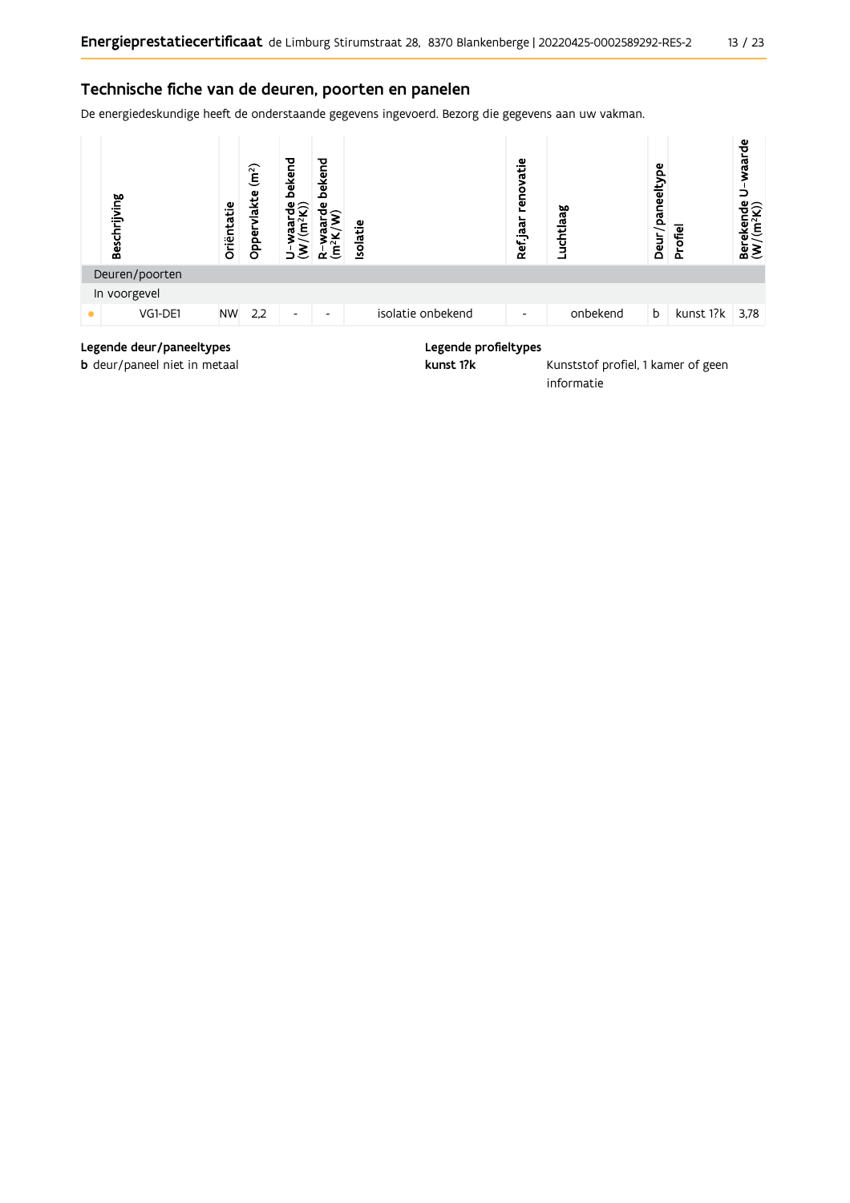## Technische fiche van de deuren, poorten en panelen

De energiedeskundige heeft de onderstaande gegevens ingevoerd. Bezorg die gegevens aan uw vakman.

| | Beschrijving | Oriëntatie | Oppervlakte (m²) | U-waarde bekend (W/(m²K)) | R-waarde bekend (m²K/W) | Isolatie | Ref.jaar renovatie | Luchtlaag | Deur/paneeltype | Profiel | Berekende U-waarde (W/(m²K)) |
|---|---|---|---|---|---|---|---|---|---|---|---|
| Deuren/poorten | | | | | | | | | | | |
| In voorgevel | | | | | | | | | | | |
| • | VG1-DE1 | NW | 2,2 | - | - | isolatie onbekend | - | onbekend | b | kunst 1?k | 3,78 |

**Legende deur/paneeltypes**

**b** deur/paneel niet in metaal

**Legende profieltypes**

**kunst 1?k** Kunststof profiel, 1 kamer of geen informatie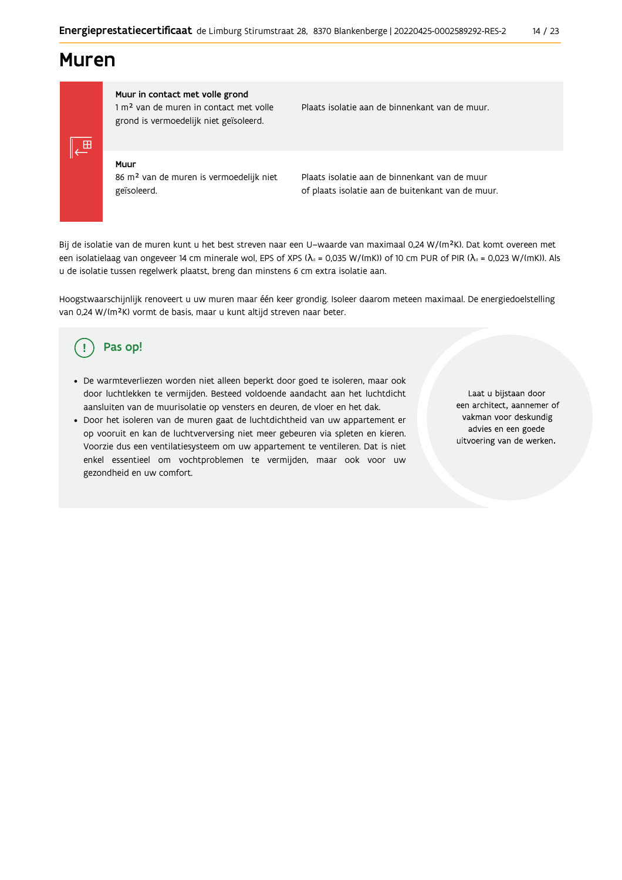# Muren

| | |
|---|---|
| **Muur in contact met volle grond**<br>1 m² van de muren in contact met volle grond is vermoedelijk niet geïsoleerd. | Plaats isolatie aan de binnenkant van de muur. |
| **Muur**<br>86 m² van de muren is vermoedelijk niet geïsoleerd. | Plaats isolatie aan de binnenkant van de muur of plaats isolatie aan de buitenkant van de muur. |

Bij de isolatie van de muren kunt u het best streven naar een U–waarde van maximaal 0,24 W/(m²K). Dat komt overeen met een isolatielaag van ongeveer 14 cm minerale wol, EPS of XPS ($\lambda_d$ = 0,035 W/(mK)) of 10 cm PUR of PIR ($\lambda_d$ = 0,023 W/(mK)). Als u de isolatie tussen regelwerk plaatst, breng dan minstens 6 cm extra isolatie aan.

Hoogstwaarschijnlijk renoveert u uw muren maar één keer grondig. Isoleer daarom meteen maximaal. De energiedoelstelling van 0,24 W/(m²K) vormt de basis, maar u kunt altijd streven naar beter.

## Pas op!

- De warmteverliezen worden niet alleen beperkt door goed te isoleren, maar ook door luchtlekken te vermijden. Besteed voldoende aandacht aan het luchtdicht aansluiten van de muurisolatie op vensters en deuren, de vloer en het dak.
- Door het isoleren van de muren gaat de luchtdichtheid van uw appartement er op vooruit en kan de luchtverversing niet meer gebeuren via spleten en kieren. Voorzie dus een ventilatiesysteem om uw appartement te ventileren. Dat is niet enkel essentieel om vochtproblemen te vermijden, maar ook voor uw gezondheid en uw comfort.

Laat u bijstaan door een architect, aannemer of vakman voor deskundig advies en een goede uitvoering van de werken.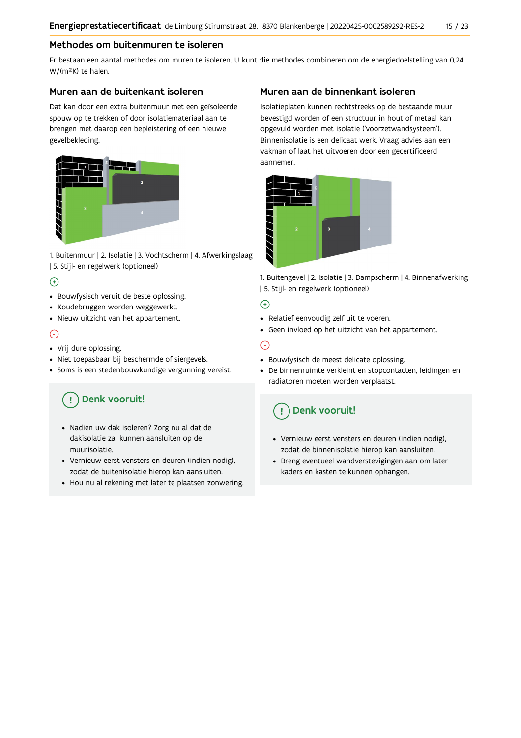## Methodes om buitenmuren te isoleren

Er bestaan een aantal methodes om muren te isoleren. U kunt die methodes combineren om de energiedoelstelling van 0,24 W/(m²K) te halen.

### Muren aan de buitenkant isoleren

Dat kan door een extra buitenmuur met een geïsoleerde spouw op te trekken of door isolatiemateriaal aan te brengen met daarop een bepleistering of een nieuwe gevelbekleding.

1. Buitenmuur | 2. Isolatie | 3. Vochtscherm | 4. Afwerkingslaag | 5. Stijl- en regelwerk (optioneel)

(+)

- Bouwfysisch veruit de beste oplossing.
- Koudebruggen worden weggewerkt.
- Nieuw uitzicht van het appartement.

(-)

- Vrij dure oplossing.
- Niet toepasbaar bij beschermde of siergevels.
- Soms is een stedenbouwkundige vergunning vereist.

**Denk vooruit!**

- Nadien uw dak isoleren? Zorg nu al dat de dakisolatie zal kunnen aansluiten op de muurisolatie.
- Vernieuw eerst vensters en deuren (indien nodig), zodat de buitenisolatie hierop kan aansluiten.
- Hou nu al rekening met later te plaatsen zonwering.

### Muren aan de binnenkant isoleren

Isolatieplaten kunnen rechtstreeks op de bestaande muur bevestigd worden of een structuur in hout of metaal kan opgevuld worden met isolatie ('voorzetwandsysteem'). Binnenisolatie is een delicaat werk. Vraag advies aan een vakman of laat het uitvoeren door een gecertificeerd aannemer.

1. Buitengevel | 2. Isolatie | 3. Dampscherm | 4. Binnenafwerking | 5. Stijl- en regelwerk (optioneel)

(+)

- Relatief eenvoudig zelf uit te voeren.
- Geen invloed op het uitzicht van het appartement.

(-)

- Bouwfysisch de meest delicate oplossing.
- De binnenruimte verkleint en stopcontacten, leidingen en radiatoren moeten worden verplaatst.

**Denk vooruit!**

- Vernieuw eerst vensters en deuren (indien nodig), zodat de binnenisolatie hierop kan aansluiten.
- Breng eventueel wandverstevigingen aan om later kaders en kasten te kunnen ophangen.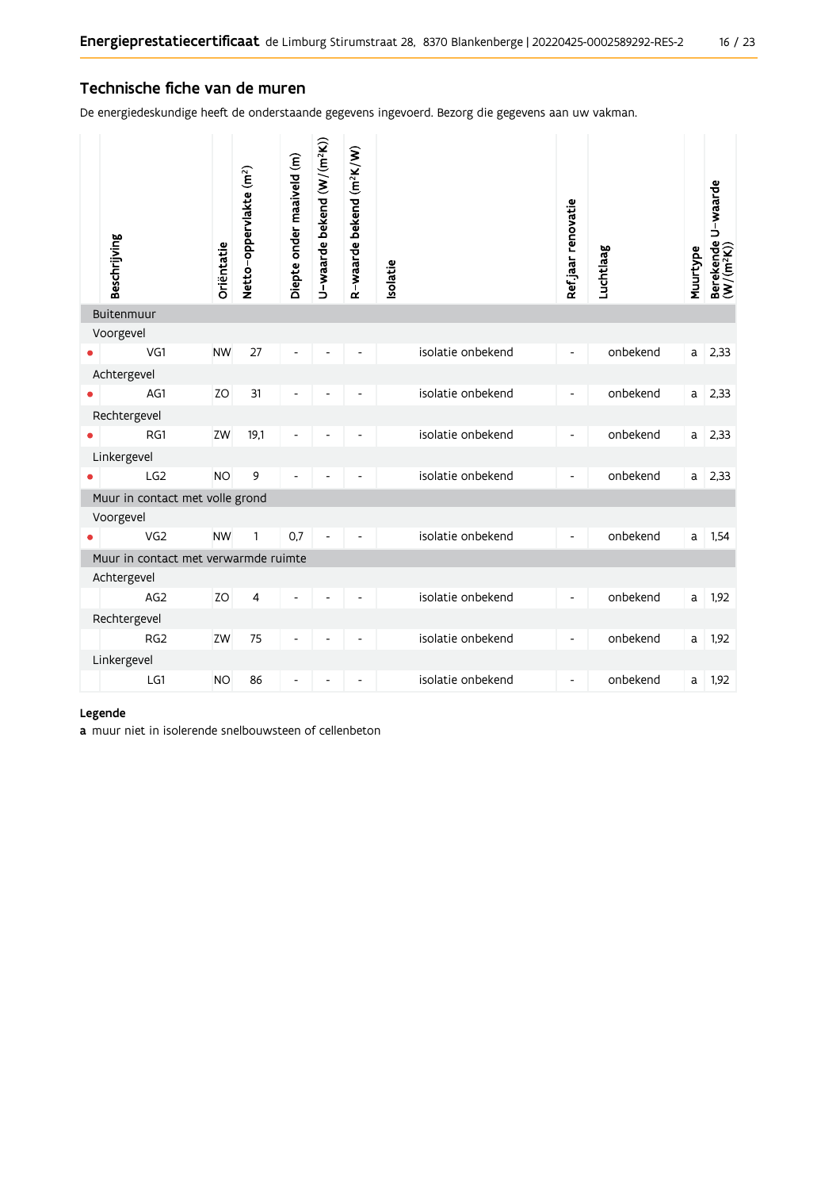## Technische fiche van de muren

De energiedeskundige heeft de onderstaande gegevens ingevoerd. Bezorg die gegevens aan uw vakman.

| | Beschrijving | Oriëntatie | Netto-oppervlakte (m²) | Diepte onder maaiveld (m) | U-waarde bekend (W/(m²K)) | R-waarde bekend (m²K/W) | Isolatie | Ref.jaar renovatie | Luchtlaag | Muurtype | Berekende U-waarde (W/(m²K)) |
|---|---|---|---|---|---|---|---|---|---|---|---|
| | **Buitenmuur** | | | | | | | | | | |
| | Voorgevel | | | | | | | | | | |
| • | VG1 | NW | 27 | - | - | - | isolatie onbekend | - | onbekend | a | 2,33 |
| | Achtergevel | | | | | | | | | | |
| • | AG1 | ZO | 31 | - | - | - | isolatie onbekend | - | onbekend | a | 2,33 |
| | Rechtergevel | | | | | | | | | | |
| • | RG1 | ZW | 19,1 | - | - | - | isolatie onbekend | - | onbekend | a | 2,33 |
| | Linkergevel | | | | | | | | | | |
| • | LG2 | NO | 9 | - | - | - | isolatie onbekend | - | onbekend | a | 2,33 |
| | **Muur in contact met volle grond** | | | | | | | | | | |
| | Voorgevel | | | | | | | | | | |
| • | VG2 | NW | 1 | 0,7 | - | - | isolatie onbekend | - | onbekend | a | 1,54 |
| | **Muur in contact met verwarmde ruimte** | | | | | | | | | | |
| | Achtergevel | | | | | | | | | | |
| | AG2 | ZO | 4 | - | - | - | isolatie onbekend | - | onbekend | a | 1,92 |
| | Rechtergevel | | | | | | | | | | |
| | RG2 | ZW | 75 | - | - | - | isolatie onbekend | - | onbekend | a | 1,92 |
| | Linkergevel | | | | | | | | | | |
| | LG1 | NO | 86 | - | - | - | isolatie onbekend | - | onbekend | a | 1,92 |

**Legende**

**a** muur niet in isolerende snelbouwsteen of cellenbeton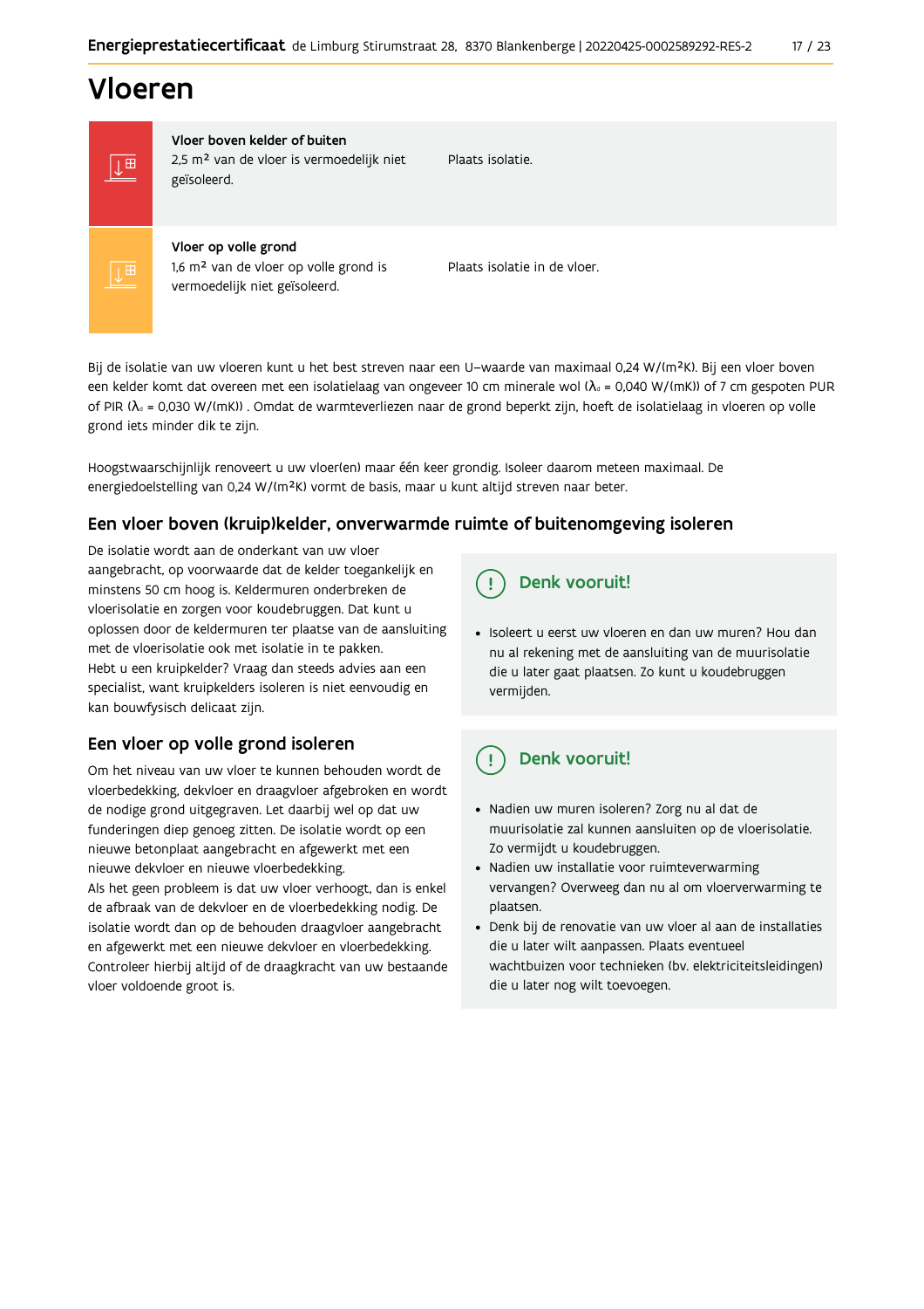# Vloeren

| | | |
|---|---|---|
| | **Vloer boven kelder of buiten**<br>2,5 m² van de vloer is vermoedelijk niet geïsoleerd. | Plaats isolatie. |
| | **Vloer op volle grond**<br>1,6 m² van de vloer op volle grond is vermoedelijk niet geïsoleerd. | Plaats isolatie in de vloer. |

Bij de isolatie van uw vloeren kunt u het best streven naar een U–waarde van maximaal 0,24 W/(m²K). Bij een vloer boven een kelder komt dat overeen met een isolatielaag van ongeveer 10 cm minerale wol ($\lambda_d$ = 0,040 W/(mK)) of 7 cm gespoten PUR of PIR ($\lambda_d$ = 0,030 W/(mK)) . Omdat de warmteverliezen naar de grond beperkt zijn, hoeft de isolatielaag in vloeren op volle grond iets minder dik te zijn.

Hoogstwaarschijnlijk renoveert u uw vloer(en) maar één keer grondig. Isoleer daarom meteen maximaal. De energiedoelstelling van 0,24 W/(m²K) vormt de basis, maar u kunt altijd streven naar beter.

## Een vloer boven (kruip)kelder, onverwarmde ruimte of buitenomgeving isoleren

De isolatie wordt aan de onderkant van uw vloer aangebracht, op voorwaarde dat de kelder toegankelijk en minstens 50 cm hoog is. Keldermuren onderbreken de vloerisolatie en zorgen voor koudebruggen. Dat kunt u oplossen door de keldermuren ter plaatse van de aansluiting met de vloerisolatie ook met isolatie in te pakken.
Hebt u een kruipkelder? Vraag dan steeds advies aan een specialist, want kruipkelders isoleren is niet eenvoudig en kan bouwfysisch delicaat zijn.

### Denk vooruit!

- Isoleert u eerst uw vloeren en dan uw muren? Hou dan nu al rekening met de aansluiting van de muurisolatie die u later gaat plaatsen. Zo kunt u koudebruggen vermijden.

## Een vloer op volle grond isoleren

Om het niveau van uw vloer te kunnen behouden wordt de vloerbedekking, dekvloer en draagvloer afgebroken en wordt de nodige grond uitgegraven. Let daarbij wel op dat uw funderingen diep genoeg zitten. De isolatie wordt op een nieuwe betonplaat aangebracht en afgewerkt met een nieuwe dekvloer en nieuwe vloerbedekking.
Als het geen probleem is dat uw vloer verhoogt, dan is enkel de afbraak van de dekvloer en de vloerbedekking nodig. De isolatie wordt dan op de behouden draagvloer aangebracht en afgewerkt met een nieuwe dekvloer en vloerbedekking. Controleer hierbij altijd of de draagkracht van uw bestaande vloer voldoende groot is.

### Denk vooruit!

- Nadien uw muren isoleren? Zorg nu al dat de muurisolatie zal kunnen aansluiten op de vloerisolatie. Zo vermijdt u koudebruggen.
- Nadien uw installatie voor ruimteverwarming vervangen? Overweeg dan nu al om vloerverwarming te plaatsen.
- Denk bij de renovatie van uw vloer al aan de installaties die u later wilt aanpassen. Plaats eventueel wachtbuizen voor technieken (bv. elektriciteitsleidingen) die u later nog wilt toevoegen.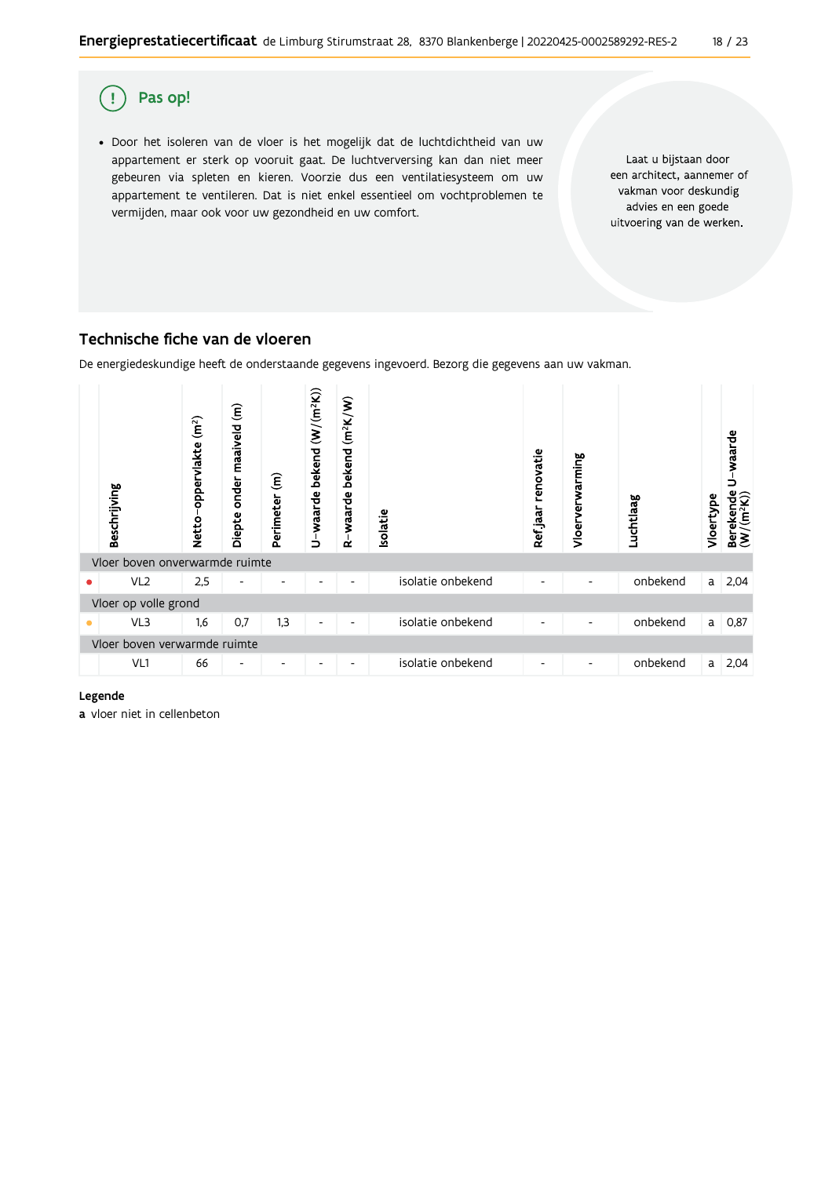## Pas op!

- Door het isoleren van de vloer is het mogelijk dat de luchtdichtheid van uw appartement er sterk op vooruit gaat. De luchtverversing kan dan niet meer gebeuren via spleten en kieren. Voorzie dus een ventilatiesysteem om uw appartement te ventileren. Dat is niet enkel essentieel om vochtproblemen te vermijden, maar ook voor uw gezondheid en uw comfort.

Laat u bijstaan door een architect, aannemer of vakman voor deskundig advies en een goede uitvoering van de werken.

## Technische fiche van de vloeren

De energiedeskundige heeft de onderstaande gegevens ingevoerd. Bezorg die gegevens aan uw vakman.

| | Beschrijving | Netto-oppervlakte ($m^2$) | Diepte onder maaiveld (m) | Perimeter (m) | U-waarde bekend ($W/(m^2K)$) | R-waarde bekend ($m^2K/W$) | Isolatie | Ref jaar renovatie | Vloerverwarming | Luchtlaag | Vloertype | Berekende U-waarde ($W/(m^2K)$) |
|---|---|---|---|---|---|---|---|---|---|---|---|---|
| Vloer boven onverwarmde ruimte | | | | | | | | | | | | |
| ● | VL2 | 2,5 | - | - | - | - | isolatie onbekend | - | - | onbekend | a | 2,04 |
| Vloer op volle grond | | | | | | | | | | | | |
| ● | VL3 | 1,6 | 0,7 | 1,3 | - | - | isolatie onbekend | - | - | onbekend | a | 0,87 |
| Vloer boven verwarmde ruimte | | | | | | | | | | | | |
| | VL1 | 66 | - | - | - | - | isolatie onbekend | - | - | onbekend | a | 2,04 |

**Legende**

**a** vloer niet in cellenbeton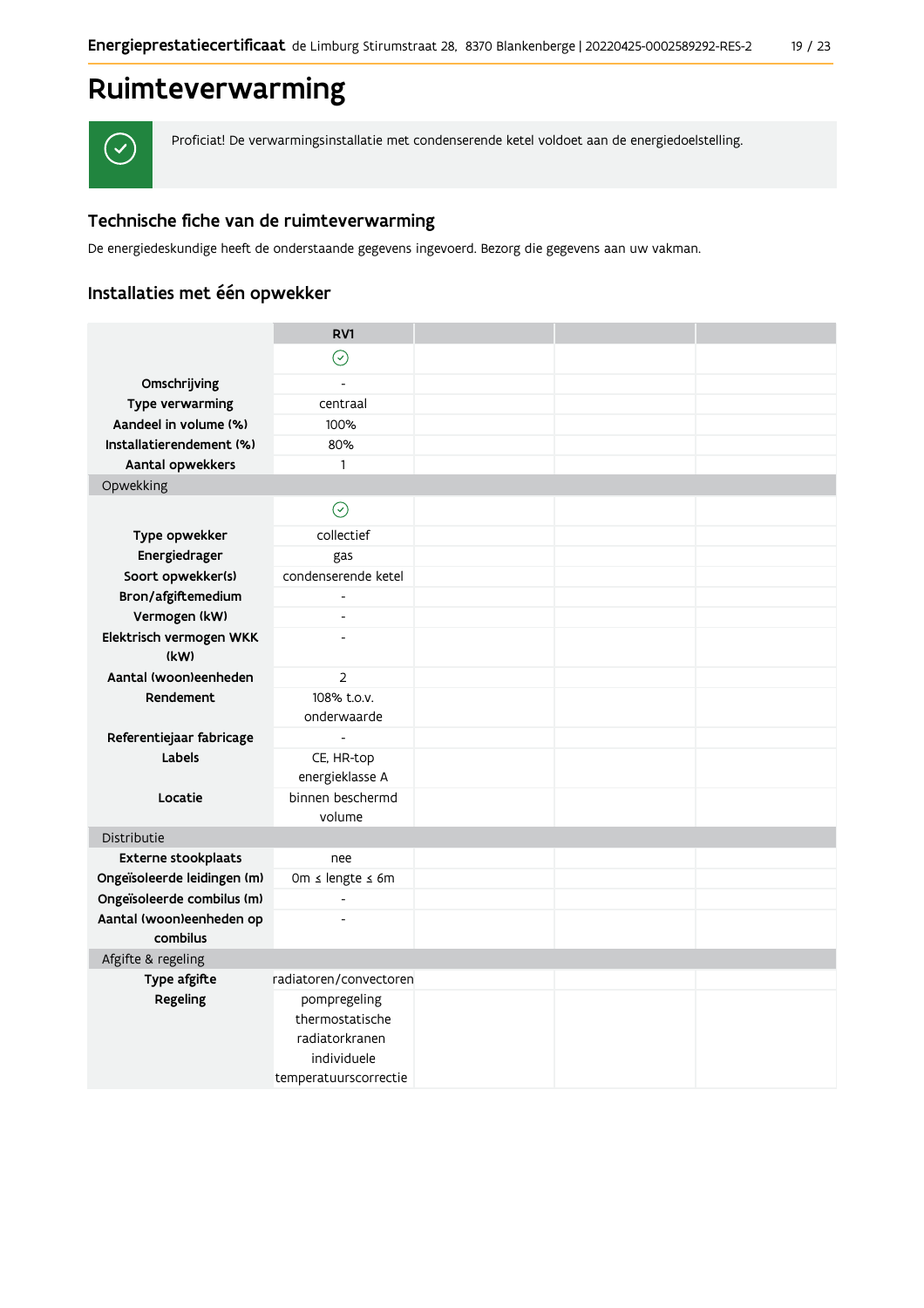# Ruimteverwarming

Proficiat! De verwarmingsinstallatie met condenserende ketel voldoet aan de energiedoelstelling.

## Technische fiche van de ruimteverwarming

De energiedeskundige heeft de onderstaande gegevens ingevoerd. Bezorg die gegevens aan uw vakman.

### Installaties met één opwekker

| | RV1 | | | |
|---|---|---|---|---|
| | ✓ | | | |
| **Omschrijving** | - | | | |
| **Type verwarming** | centraal | | | |
| **Aandeel in volume (%)** | 100% | | | |
| **Installatierendement (%)** | 80% | | | |
| **Aantal opwekkers** | 1 | | | |
| Opwekking | | | | |
| | ✓ | | | |
| **Type opwekker** | collectief | | | |
| **Energiedrager** | gas | | | |
| **Soort opwekker(s)** | condenserende ketel | | | |
| **Bron/afgiftemedium** | - | | | |
| **Vermogen (kW)** | - | | | |
| **Elektrisch vermogen WKK (kW)** | - | | | |
| **Aantal (woon)eenheden** | 2 | | | |
| **Rendement** | 108% t.o.v. onderwaarde | | | |
| **Referentiejaar fabricage** | - | | | |
| **Labels** | CE, HR-top energieklasse A | | | |
| **Locatie** | binnen beschermd volume | | | |
| Distributie | | | | |
| **Externe stookplaats** | nee | | | |
| **Ongeïsoleerde leidingen (m)** | 0m ≤ lengte ≤ 6m | | | |
| **Ongeïsoleerde combilus (m)** | - | | | |
| **Aantal (woon)eenheden op combilus** | - | | | |
| Afgifte & regeling | | | | |
| **Type afgifte** | radiatoren/convectoren | | | |
| **Regeling** | pompregeling thermostatische radiatorkranen individuele temperatuurscorrectie | | | |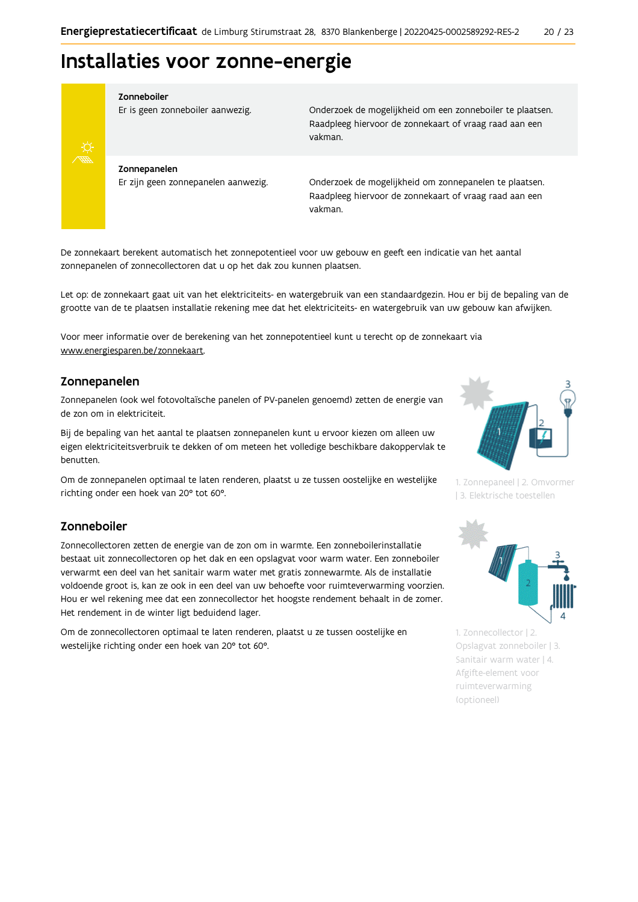# Installaties voor zonne-energie

| | |
|---|---|
| **Zonneboiler**<br>Er is geen zonneboiler aanwezig. | Onderzoek de mogelijkheid om een zonneboiler te plaatsen. Raadpleeg hiervoor de zonnekaart of vraag raad aan een vakman. |
| **Zonnepanelen**<br>Er zijn geen zonnepanelen aanwezig. | Onderzoek de mogelijkheid om zonnepanelen te plaatsen. Raadpleeg hiervoor de zonnekaart of vraag raad aan een vakman. |

De zonnekaart berekent automatisch het zonnepotentieel voor uw gebouw en geeft een indicatie van het aantal zonnepanelen of zonnecollectoren dat u op het dak zou kunnen plaatsen.

Let op: de zonnekaart gaat uit van het elektriciteits- en watergebruik van een standaardgezin. Hou er bij de bepaling van de grootte van de te plaatsen installatie rekening mee dat het elektriciteits- en watergebruik van uw gebouw kan afwijken.

Voor meer informatie over de berekening van het zonnepotentieel kunt u terecht op de zonnekaart via www.energiesparen.be/zonnekaart.

## Zonnepanelen

Zonnepanelen (ook wel fotovoltaïsche panelen of PV-panelen genoemd) zetten de energie van de zon om in elektriciteit.

Bij de bepaling van het aantal te plaatsen zonnepanelen kunt u ervoor kiezen om alleen uw eigen elektriciteitsverbruik te dekken of om meteen het volledige beschikbare dakoppervlak te benutten.

Om de zonnepanelen optimaal te laten renderen, plaatst u ze tussen oostelijke en westelijke richting onder een hoek van 20° tot 60°.

1. Zonnepaneel | 2. Omvormer | 3. Elektrische toestellen

## Zonneboiler

Zonnecollectoren zetten de energie van de zon om in warmte. Een zonneboilerinstallatie bestaat uit zonnecollectoren op het dak en een opslagvat voor warm water. Een zonneboiler verwarmt een deel van het sanitair warm water met gratis zonnewarmte. Als de installatie voldoende groot is, kan ze ook in een deel van uw behoefte voor ruimteverwarming voorzien. Hou er wel rekening mee dat een zonnecollector het hoogste rendement behaalt in de zomer. Het rendement in de winter ligt beduidend lager.

Om de zonnecollectoren optimaal te laten renderen, plaatst u ze tussen oostelijke en westelijke richting onder een hoek van 20° tot 60°.

1. Zonnecollector | 2. Opslagvat zonneboiler | 3. Sanitair warm water | 4. Afgifte-element voor ruimteverwarming (optioneel)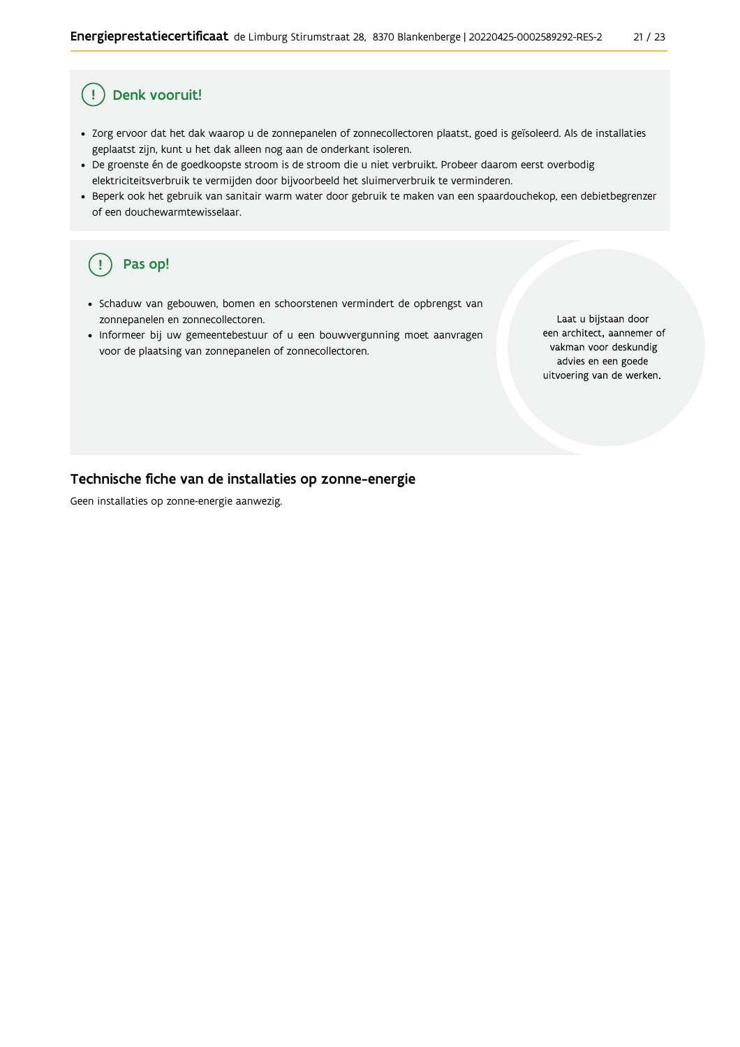## Denk vooruit!

- Zorg ervoor dat het dak waarop u de zonnepanelen of zonnecollectoren plaatst, goed is geïsoleerd. Als de installaties geplaatst zijn, kunt u het dak alleen nog aan de onderkant isoleren.
- De groenste én de goedkoopste stroom is de stroom die u niet verbruikt. Probeer daarom eerst overbodig elektriciteitsverbruik te vermijden door bijvoorbeeld het sluimerverbruik te verminderen.
- Beperk ook het gebruik van sanitair warm water door gebruik te maken van een spaardouchekop, een debietbegrenzer of een douchewarmtewisselaar.

## Pas op!

- Schaduw van gebouwen, bomen en schoorstenen vermindert de opbrengst van zonnepanelen en zonnecollectoren.
- Informeer bij uw gemeentebestuur of u een bouwvergunning moet aanvragen voor de plaatsing van zonnepanelen of zonnecollectoren.

Laat u bijstaan door een architect, aannemer of vakman voor deskundig advies en een goede uitvoering van de werken.

## Technische fiche van de installaties op zonne-energie

Geen installaties op zonne-energie aanwezig.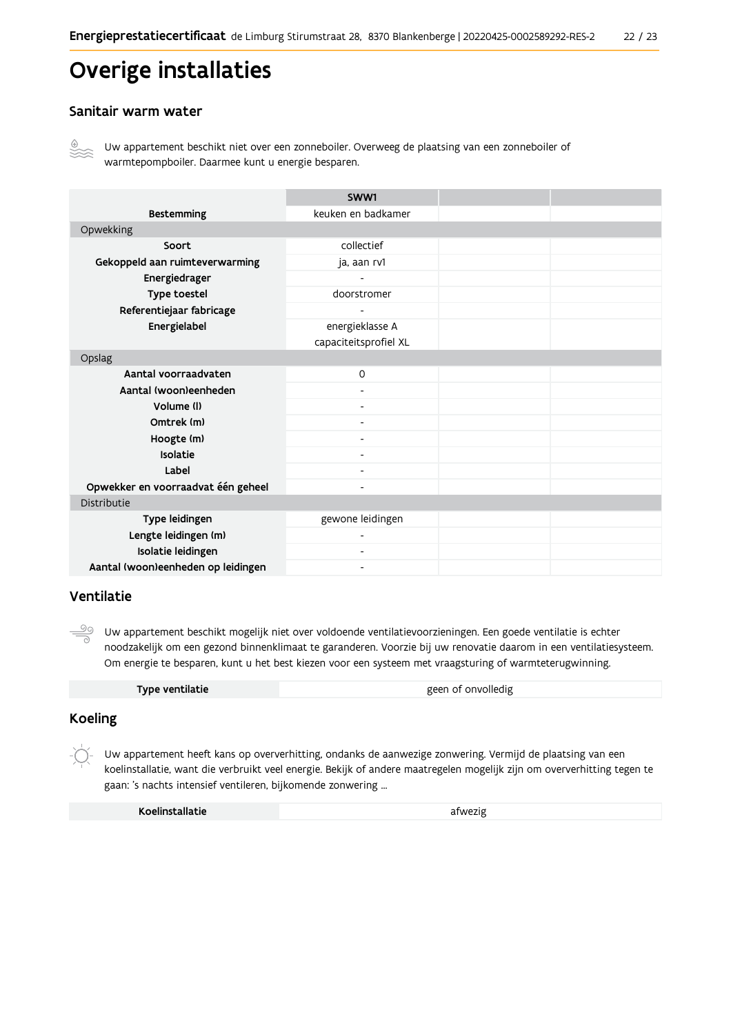# Overige installaties

## Sanitair warm water

Uw appartement beschikt niet over een zonneboiler. Overweeg de plaatsing van een zonneboiler of warmtepompboiler. Daarmee kunt u energie besparen.

| | SWW1 | | |
|---|---|---|---|
| **Bestemming** | keuken en badkamer | | |
| Opwekking | | | |
| **Soort** | collectief | | |
| **Gekoppeld aan ruimteverwarming** | ja, aan rv1 | | |
| **Energiedrager** | - | | |
| **Type toestel** | doorstromer | | |
| **Referentiejaar fabricage** | - | | |
| **Energielabel** | energieklasse A capaciteitsprofiel XL | | |
| Opslag | | | |
| **Aantal voorraadvaten** | 0 | | |
| **Aantal (woon)eenheden** | - | | |
| **Volume (l)** | - | | |
| **Omtrek (m)** | - | | |
| **Hoogte (m)** | - | | |
| **Isolatie** | - | | |
| **Label** | - | | |
| **Opwekker en voorraadvat één geheel** | - | | |
| Distributie | | | |
| **Type leidingen** | gewone leidingen | | |
| **Lengte leidingen (m)** | - | | |
| **Isolatie leidingen** | - | | |
| **Aantal (woon)eenheden op leidingen** | - | | |

## Ventilatie

Uw appartement beschikt mogelijk niet over voldoende ventilatievoorzieningen. Een goede ventilatie is echter noodzakelijk om een gezond binnenklimaat te garanderen. Voorzie bij uw renovatie daarom in een ventilatiesysteem. Om energie te besparen, kunt u het best kiezen voor een systeem met vraagsturing of warmteterugwinning.

| Type ventilatie | geen of onvolledig |
|---|---|

## Koeling

Uw appartement heeft kans op oververhitting, ondanks de aanwezige zonwering. Vermijd de plaatsing van een koelinstallatie, want die verbruikt veel energie. Bekijk of andere maatregelen mogelijk zijn om oververhitting tegen te gaan: 's nachts intensief ventileren, bijkomende zonwering ...

| Koelinstallatie | afwezig |
|---|---|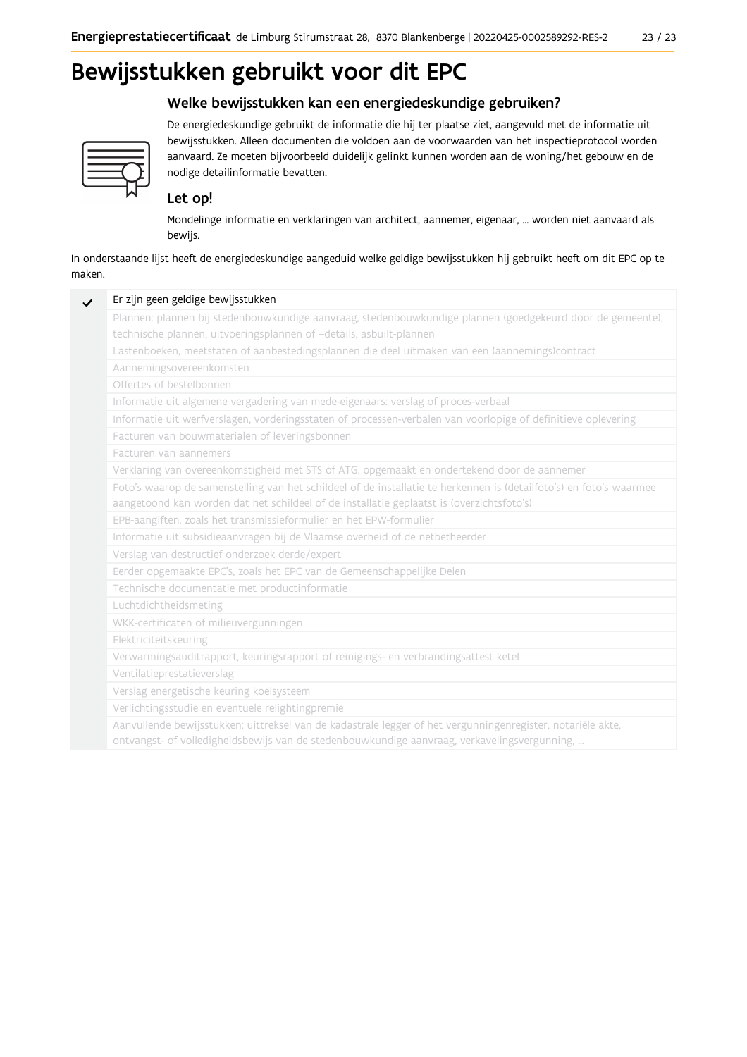# Bewijsstukken gebruikt voor dit EPC

## Welke bewijsstukken kan een energiedeskundige gebruiken?

De energiedeskundige gebruikt de informatie die hij ter plaatse ziet, aangevuld met de informatie uit bewijsstukken. Alleen documenten die voldoen aan de voorwaarden van het inspectieprotocol worden aanvaard. Ze moeten bijvoorbeeld duidelijk gelinkt kunnen worden aan de woning/het gebouw en de nodige detailinformatie bevatten.

## Let op!

Mondelinge informatie en verklaringen van architect, aannemer, eigenaar, ... worden niet aanvaard als bewijs.

In onderstaande lijst heeft de energiedeskundige aangeduid welke geldige bewijsstukken hij gebruikt heeft om dit EPC op te maken.

| | |
|---|---|
| ✓ | Er zijn geen geldige bewijsstukken |
| | Plannen: plannen bij stedenbouwkundige aanvraag, stedenbouwkundige plannen (goedgekeurd door de gemeente), technische plannen, uitvoeringsplannen of –details, asbuilt-plannen |
| | Lastenboeken, meetstaten of aanbestedingsplannen die deel uitmaken van een (aannemings)contract |
| | Aannemingsovereenkomsten |
| | Offertes of bestelbonnen |
| | Informatie uit algemene vergadering van mede-eigenaars: verslag of proces-verbaal |
| | Informatie uit werfverslagen, vorderingsstaten of processen-verbalen van voorlopige of definitieve oplevering |
| | Facturen van bouwmaterialen of leveringsbonnen |
| | Facturen van aannemers |
| | Verklaring van overeenkomstigheid met STS of ATG, opgemaakt en ondertekend door de aannemer |
| | Foto's waarop de samenstelling van het schildeel of de installatie te herkennen is (detailfoto's) en foto's waarmee aangetoond kan worden dat het schildeel of de installatie geplaatst is (overzichtsfoto's) |
| | EPB-aangiften, zoals het transmissieformulier en het EPW-formulier |
| | Informatie uit subsidieaanvragen bij de Vlaamse overheid of de netbetheerder |
| | Verslag van destructief onderzoek derde/expert |
| | Eerder opgemaakte EPC's, zoals het EPC van de Gemeenschappelijke Delen |
| | Technische documentatie met productinformatie |
| | Luchtdichtheidsmeting |
| | WKK-certificaten of milieuvergunningen |
| | Elektriciteitskeuring |
| | Verwarmingsauditrapport, keuringsrapport of reinigings- en verbrandingsattest ketel |
| | Ventilatieprestatieverslag |
| | Verslag energetische keuring koelsysteem |
| | Verlichtingsstudie en eventuele relightingpremie |
| | Aanvullende bewijsstukken: uittreksel van de kadastrale legger of het vergunningenregister, notariële akte, ontvangst- of volledigheidsbewijs van de stedenbouwkundige aanvraag, verkavelingsvergunning, ... |